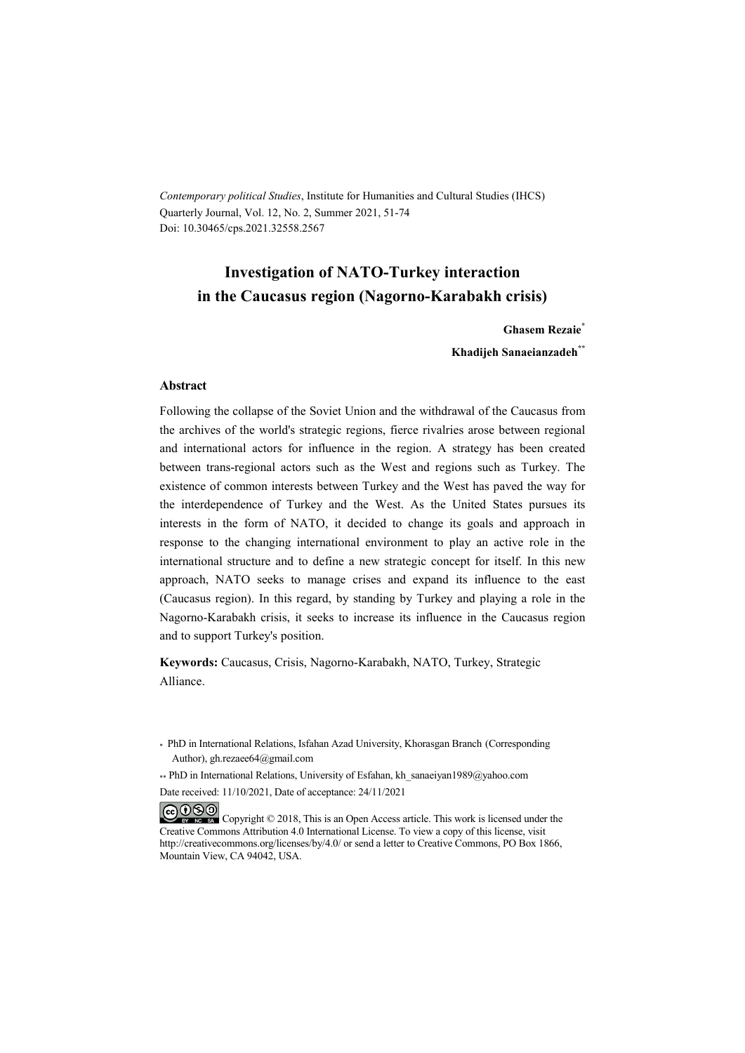*Contemporary political Studies*, Institute for Humanities and Cultural Studies (IHCS)
Quarterly Journal, Vol. 12, No. 2, Summer 2021, 51-74
Doi: 10.30465/cps.2021.32558.2567

# Investigation of NATO-Turkey interaction in the Caucasus region (Nagorno-Karabakh crisis)

**Ghasem Rezaie***

**Khadijeh Sanaeianzadeh****

### Abstract

Following the collapse of the Soviet Union and the withdrawal of the Caucasus from the archives of the world's strategic regions, fierce rivalries arose between regional and international actors for influence in the region. A strategy has been created between trans-regional actors such as the West and regions such as Turkey. The existence of common interests between Turkey and the West has paved the way for the interdependence of Turkey and the West. As the United States pursues its interests in the form of NATO, it decided to change its goals and approach in response to the changing international environment to play an active role in the international structure and to define a new strategic concept for itself. In this new approach, NATO seeks to manage crises and expand its influence to the east (Caucasus region). In this regard, by standing by Turkey and playing a role in the Nagorno-Karabakh crisis, it seeks to increase its influence in the Caucasus region and to support Turkey's position.

**Keywords:** Caucasus, Crisis, Nagorno-Karabakh, NATO, Turkey, Strategic Alliance.

\* PhD in International Relations, Isfahan Azad University, Khorasgan Branch (Corresponding Author), gh.rezaee64@gmail.com

\*\* PhD in International Relations, University of Esfahan, kh_sanaeiyan1989@yahoo.com

Date received: 11/10/2021, Date of acceptance: 24/11/2021

Copyright © 2018, This is an Open Access article. This work is licensed under the Creative Commons Attribution 4.0 International License. To view a copy of this license, visit http://creativecommons.org/licenses/by/4.0/ or send a letter to Creative Commons, PO Box 1866, Mountain View, CA 94042, USA.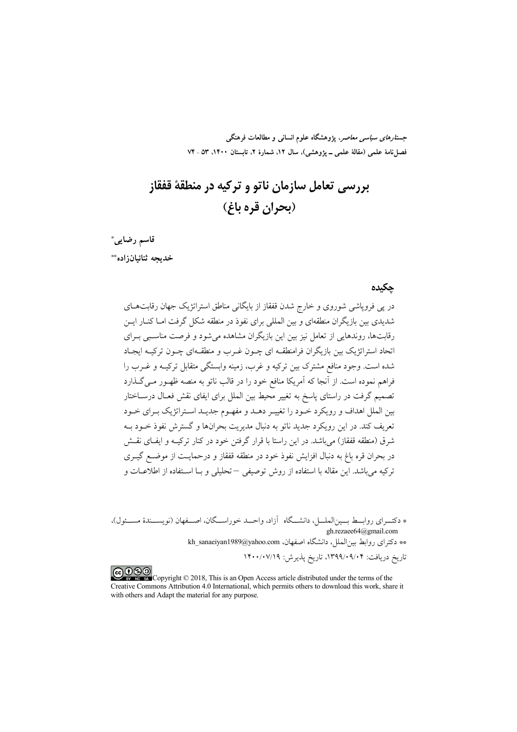# بررسی تعامل سازمان ناتو و ترکیه در منطقهٔ قفقاز (بحران قره باغ)

**قاسم رضایی[*]**

**خدیجه ثنائیان‌زاده[**]**

## چکیده

در پی فروپاشی شوروی و خارج شدن قفقاز از بایگانی مناطق استراتژیک جهان رقابت‌های شدیدی بین بازیگران منطقه‌ای و بین المللی برای نفوذ در منطقه شکل گرفت اما کنار این رقابت‌ها، روندهایی از تعامل نیز بین این بازیگران مشاهده می‌شود و فرصت مناسبی برای اتحاد استراتژیک بین بازیگران فرامنطقه ای چون غرب و منطقه‌ای چون ترکیه ایجاد شده است. وجود منافع مشترک بین ترکیه و غرب، زمینه وابستگی متقابل ترکیه و غرب را فراهم نموده است. از آنجا که آمریکا منافع خود را در قالب ناتو به منصه ظهور می‌گذارد تصمیم گرفت در راستای پاسخ به تغییر محیط بین الملل برای ایفای نقش فعال درساختار بین الملل اهداف و رویکرد خود را تغییر دهد و مفهوم جدید استراتژیک برای خود تعریف کند. در این رویکرد جدید ناتو به دنبال مدیریت بحران‌ها و گسترش نفوذ خود به شرق (منطقه قفقاز) می‌باشد. در این راستا با قرار گرفتن خود در کنار ترکیه و ایفای نقش در بحران قره باغ به دنبال افزایش نفوذ خود در منطقه قفقاز و درحمایت از موضع گیری ترکیه می‌باشد. این مقاله با استفاده از روش توصیفی – تحلیلی و با استفاده از اطلاعات و

---

[*] دکترای روابط بین‌الملل، دانشگاه آزاد، واحد خوراسگان، اصفهان (نویسندهٔ مسئول)، gh.rezaee64@gmail.com

[**] دکترای روابط بین‌الملل، دانشگاه اصفهان، kh_sanaeiyan1989@yahoo.com

تاریخ دریافت: ۱۳۹۹/۰۹/۰۴، تاریخ پذیرش: ۱۴۰۰/۰۷/۱۹

Copyright © 2018, This is an Open Access article distributed under the terms of the Creative Commons Attribution 4.0 International, which permits others to download this work, share it with others and Adapt the material for any purpose.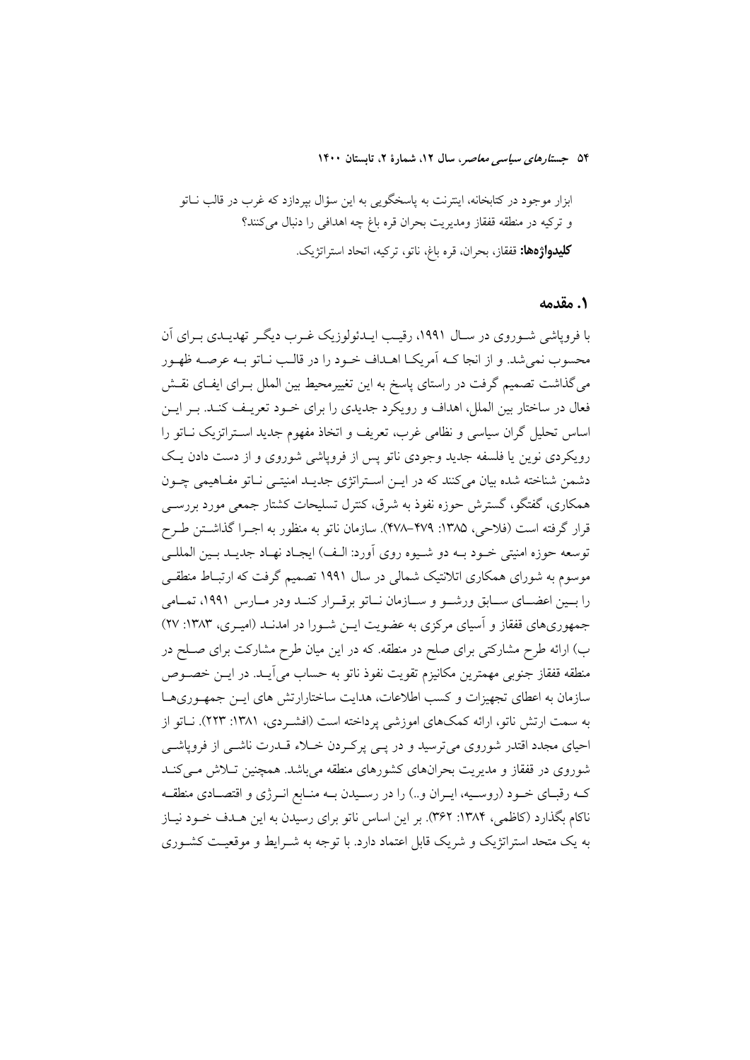ابزار موجود در کتابخانه، اینترنت به پاسخگویی به این سؤال بپردازد که غرب در قالب نـاتو و ترکیه در منطقه قفقاز ومدیریت بحران قره باغ چه اهدافی را دنبال می‌کنند؟

**کلیدواژه‌ها:** قفقاز، بحران، قره باغ، ناتو، ترکیه، اتحاد استراتژیک.

## ۱. مقدمه

با فروپاشی شـوروی در سـال ۱۹۹۱، رقیـب ایـدئولوژیک غـرب دیگـر تهدیـدی بـرای آن محسوب نمی‌شد. و از انجا کـه آمریکـا اهـداف خـود را در قالـب نـاتو بـه عرصـه ظهـور می‌گذاشت تصمیم گرفت در راستای پاسخ به این تغییرمحیط بین الملل بـرای ایفـای نقـش فعال در ساختار بین الملل، اهداف و رویکرد جدیدی را برای خـود تعریـف کنـد. بـر ایـن اساس تحلیل گران سیاسی و نظامی غرب، تعریف و اتخاذ مفهوم جدید اسـتراتژیک نـاتو را رویکردی نوین یا فلسفه جدید وجودی ناتو پس از فروپاشی شوروی و از دست دادن یـک دشمن شناخته شده بیان می‌کنند که در ایـن اسـتراتژی جدیـد امنیتـی نـاتو مفـاهیمی چـون همکاری، گفتگو، گسترش حوزه نفوذ به شرق، کنترل تسلیحات کشتار جمعی مورد بررسـی قرار گرفته است (فلاحی، ۱۳۸۵: ۴۷۹–۴۷۸). سازمان ناتو به منظور به اجـرا گذاشـتن طـرح توسعه حوزه امنیتی خـود بـه دو شـیوه روی آورد: الـف) ایجـاد نهـاد جدیـد بـین المللـی موسوم به شورای همکاری اتلانتیک شمالی در سال ۱۹۹۱ تصمیم گرفت که ارتبـاط منطقـی را بـین اعضـای سـابق ورشـو و سـازمان نـاتو برقـرار کنـد ودر مـارس ۱۹۹۱، تمـامی جمهوری‌های قفقاز و آسیای مرکزی به عضویت ایـن شـورا در امدنـد (امیـری، ۱۳۸۳: ۲۷) ب) ارائه طرح مشارکتی برای صلح در منطقه. که در این میان طرح مشارکت برای صـلح در منطقه قفقاز جنوبی مهمترین مکانیزم تقویت نفوذ ناتو به حساب می‌آیـد. در ایـن خصـوص سازمان به اعطای تجهیزات و کسب اطلاعات، هدایت ساختارارتش های ایـن جمهـوری‌هـا به سمت ارتش ناتو، ارائه کمک‌های اموزشی پرداخته است (افشـردی، ۱۳۸۱: ۲۲۳). نـاتو از احیای مجدد اقتدر شوروی می‌ترسید و در پـی پرکـردن خـلاء قـدرت ناشـی از فروپاشـی شوروی در قفقاز و مدیریت بحران‌های کشورهای منطقه می‌باشد. همچنین تـلاش مـی‌کنـد کـه رقبـای خـود (روسـیه، ایـران و..) را در رسـیدن بـه منـابع انـرژی و اقتصـادی منطقـه ناکام بگذارد (کاظمی، ۱۳۸۴: ۳۶۲). بر این اساس ناتو برای رسیدن به این هـدف خـود نیـاز به یک متحد استراتژیک و شریک قابل اعتماد دارد. با توجه به شـرایط و موقعیـت کشـوری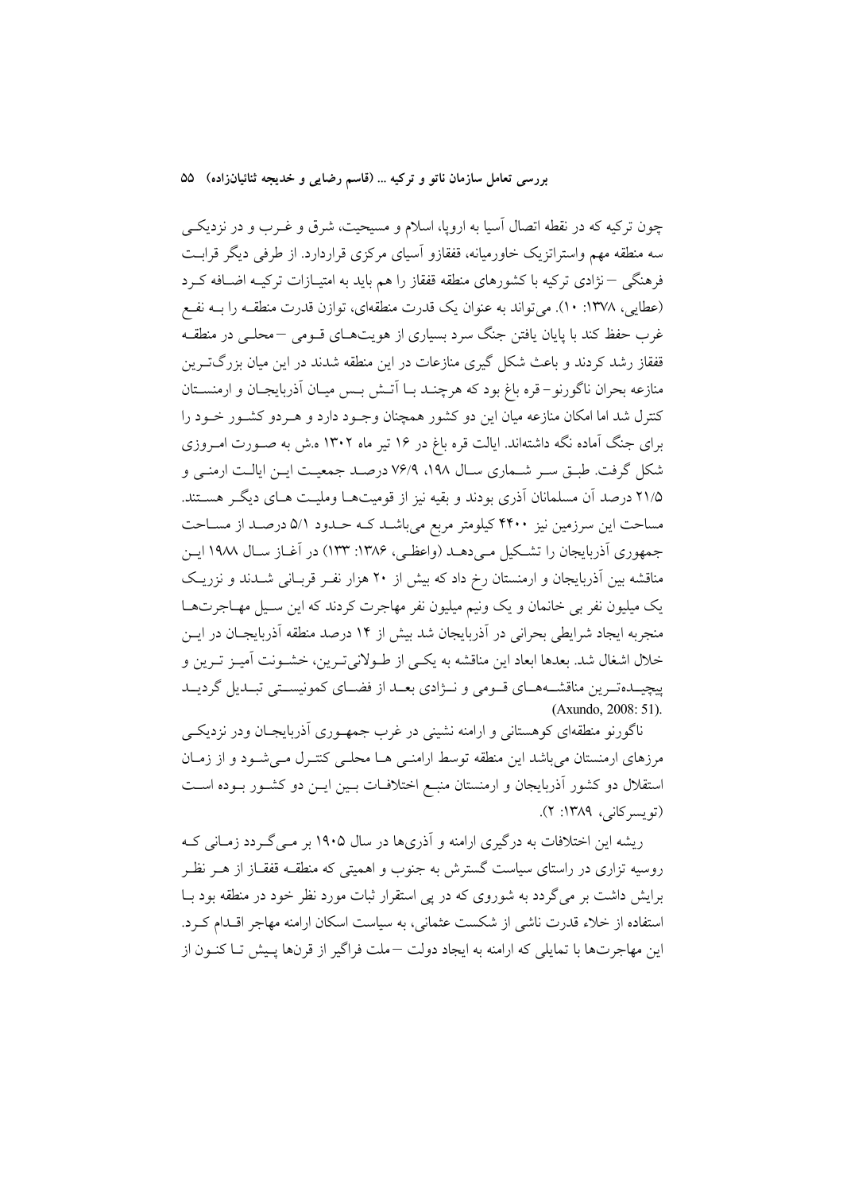چون ترکیه که در نقطه اتصال آسیا به اروپا، اسلام و مسیحیت، شرق و غـرب و در نزدیکـی سه منطقه مهم واستراتژیک خاورمیانه، قفقازو آسیای مرکزی قراردارد. از طرفی دیگر قرابـت فرهنگی – نژادی ترکیه با کشورهای منطقه قفقاز را هم باید به امتیـازات ترکیـه اضـافه کـرد (عطایی، ۱۳۷۸: ۱۰). می‌تواند به عنوان یک قدرت منطقه‌ای، توازن قدرت منطقـه را بـه نفـع غرب حفظ کند با پایان یافتن جنگ سرد بسیاری از هویت‌هـای قـومی – محلـی در منطقـه قفقاز رشد کردند و باعث شکل گیری منازعات در این منطقه شدند در این میان بزرگ‌تـرین منازعه بحران ناگورنو- قره باغ بود که هرچنـد بـا آتـش بـس میـان آذربایجـان و ارمنسـتان کنترل شد اما امکان منازعه میان این دو کشور همچنان وجـود دارد و هـردو کشـور خـود را برای جنگ آماده نگه داشته‌اند. ایالت قره باغ در ۱۶ تیر ماه ۱۳۰۲ ه.ش به صـورت امـروزی شکل گرفت. طبـق سـر شـماری سـال ۱۹۸، ۷۶/۹ درصـد جمعیـت ایـن ایالـت ارمنـی و ۲۱/۵ درصد آن مسلمانان آذری بودند و بقیه نیز از قومیت‌هـا وملیـت هـای دیگـر هسـتند. مساحت این سرزمین نیز ۴۴۰۰ کیلومتر مربع می‌باشـد کـه حـدود ۵/۱ درصـد از مسـاحت جمهوری آذربایجان را تشـکیل مـی‌دهـد (واعظـی، ۱۳۸۶: ۱۳۳) در آغـاز سـال ۱۹۸۸ ایـن مناقشه بین آذربایجان و ارمنستان رخ داد که بیش از ۲۰ هزار نفـر قربـانی شـدند و نزریـک یک میلیون نفر بی خانمان و یک ونیم میلیون نفر مهاجرت کردند که این سـیل مهـاجرت‌هـا منجربه ایجاد شرایطی بحرانی در آذربایجان شد بیش از ۱۴ درصد منطقه آذربایجـان در ایـن خلال اشغال شد. بعدها ابعاد این مناقشه به یکـی از طـولانی‌تـرین، خشـونت آمیـز تـرین و پیچیـده‌تـرین مناقشـه‌هـای قـومی و نـژادی بعـد از فضـای کمونیسـتی تبـدیل گردیـد (Axundo, 2008: 51).

ناگورنو منطقه‌ای کوهستانی و ارامنه نشینی در غرب جمهـوری آذربایجـان ودر نزدیکـی مرزهای ارمنستان می‌باشد این منطقه توسط ارامنـی هـا محلـی کنتـرل مـی‌شـود و از زمـان استقلال دو کشور آذربایجان و ارمنستان منبـع اختلافـات بـین ایـن دو کشـور بـوده اسـت (تویسرکانی، ۱۳۸۹: ۲).

ریشه این اختلافات به درگیری ارامنه و آذری‌ها در سال ۱۹۰۵ بر مـی‌گـردد زمـانی کـه روسیه تزاری در راستای سیاست گسترش به جنوب و اهمیتی که منطقـه قفقـاز از هـر نظـر برایش داشت بر می‌گردد به شوروی که در پی استقرار ثبات مورد نظر خود در منطقه بود بـا استفاده از خلاء قدرت ناشی از شکست عثمانی، به سیاست اسکان ارامنه مهاجر اقـدام کـرد. این مهاجرت‌ها با تمایلی که ارامنه به ایجاد دولت – ملت فراگیر از قرن‌ها پـیش تـا کنـون از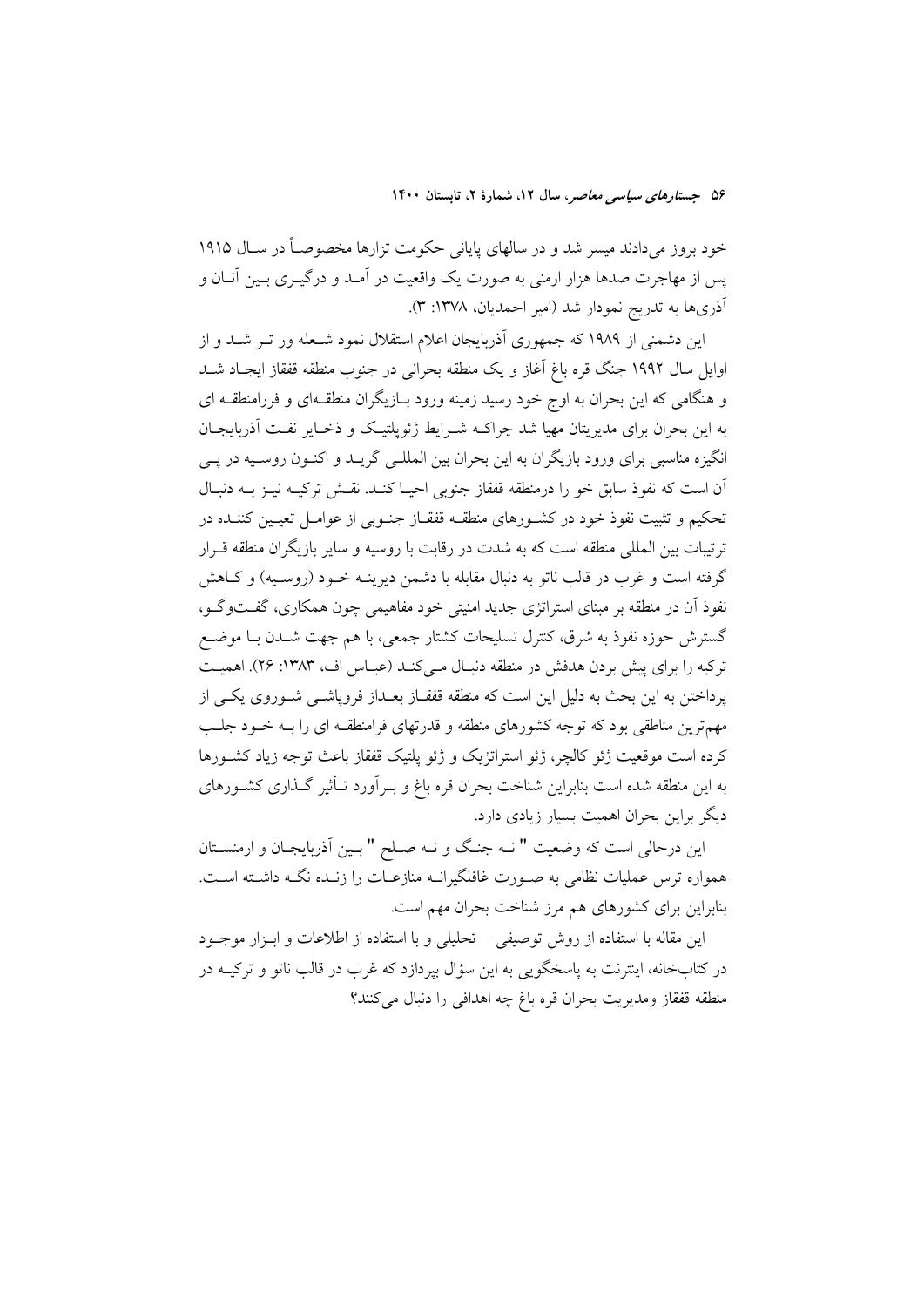خود بروز می‌دادند میسر شد و در سالهای پایانی حکومت تزارها مخصوصاً در سال ۱۹۱۵ پس از مهاجرت صدها هزار ارمنی به صورت یک واقعیت در آمد و درگیری بین آنان و آذری‌ها به تدریج نمودار شد (امیر احمدیان، ۱۳۷۸: ۳).

این دشمنی از ۱۹۸۹ که جمهوری آذربایجان اعلام استقلال نمود شعله ور تر شد و از اوایل سال ۱۹۹۲ جنگ قره باغ آغاز و یک منطقه بحرانی در جنوب منطقه قفقاز ایجاد شد و هنگامی که این بحران به اوج خود رسید زمینه ورود بازیگران منطقه‌ای و فرامنطقه ای به این بحران برای مدیریتان مهیا شد چراکه شرایط ژئوپلتیک و ذخایر نفت آذربایجان انگیزه مناسبی برای ورود بازیگران به این بحران بین المللی گرید و اکنون روسیه در پی آن است که نفوذ سابق خو را درمنطقه قفقاز جنوبی احیا کند. نقش ترکیه نیز به دنبال تحکیم و تثبیت نفوذ خود در کشورهای منطقه قفقاز جنوبی از عوامل تعیین کننده در ترتیبات بین المللی منطقه است که به شدت در رقابت با روسیه و سایر بازیگران منطقه قرار گرفته است و غرب در قالب ناتو به دنبال مقابله با دشمن دیرینه خود (روسیه) و کاهش نفوذ آن در منطقه بر مبنای استراتژی جدید امنیتی خود مفاهیمی چون همکاری، گفت‌وگو، گسترش حوزه نفوذ به شرق، کنترل تسلیحات کشتار جمعی، با هم جهت شدن با موضع ترکیه را برای پیش بردن هدفش در منطقه دنبال می‌کند (عباس اف، ۱۳۸۳: ۲۶). اهمیت پرداختن به این بحث به دلیل این است که منطقه قفقاز بعداز فروپاشی شوروی یکی از مهم‌ترین مناطقی بود که توجه کشورهای منطقه و قدرتهای فرامنطقه ای را به خود جلب کرده است موقعیت ژئو کالچر، ژئو استراتژیک و ژئو پلتیک قفقاز باعث توجه زیاد کشورها به این منطقه شده است بنابراین شناخت بحران قره باغ و برآورد تأثیر گذاری کشورهای دیگر براین بحران اهمیت بسیار زیادی دارد.

این درحالی است که وضعیت " نه جنگ و نه صلح " بین آذربایجان و ارمنستان همواره ترس عملیات نظامی به صورت غافلگیرانه منازعات را زنده نگه داشته است. بنابراین برای کشورهای هم مرز شناخت بحران مهم است.

این مقاله با استفاده از روش توصیفی – تحلیلی و با استفاده از اطلاعات و ابزار موجود در کتابخانه، اینترنت به پاسخگویی به این سؤال بپردازد که غرب در قالب ناتو و ترکیه در منطقه قفقاز ومدیریت بحران قره باغ چه اهدافی را دنبال می‌کنند؟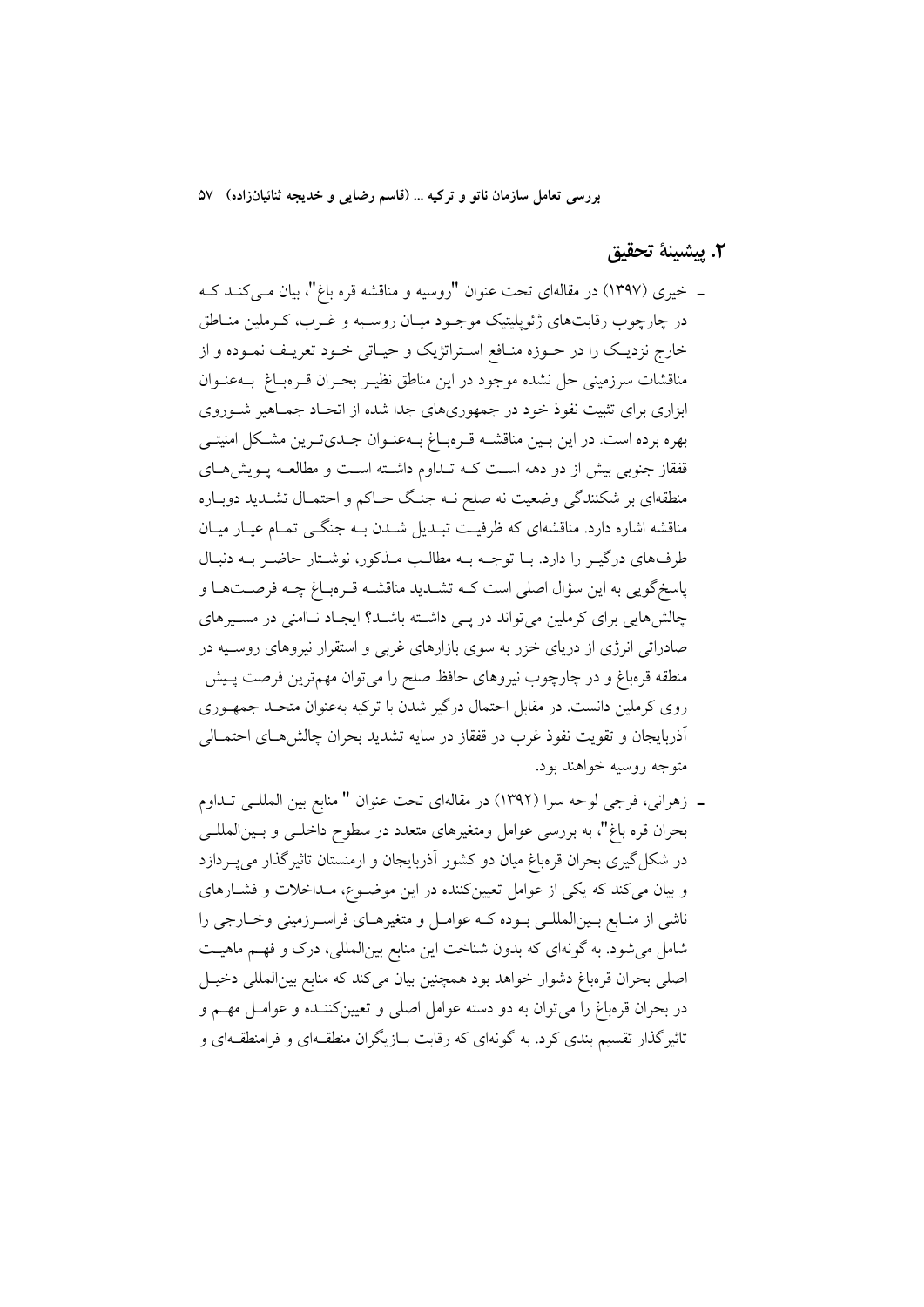## ۲. پیشینهٔ تحقیق

- خیری (۱۳۹۷) در مقاله‌ای تحت عنوان "روسیه و مناقشه قره باغ"، بیان می‌کند که در چارچوب رقابت‌های ژئوپلیتیک موجود میان روسیه و غرب، کرملین مناطق خارج نزدیک را در حوزه منافع استراتژیک و حیاتی خود تعریف نموده و از مناقشات سرزمینی حل نشده موجود در این مناطق نظیر بحران قره‌باغ به‌عنوان ابزاری برای تثبیت نفوذ خود در جمهوری‌های جدا شده از اتحاد جماهیر شوروی بهره برده است. در این بین مناقشه قره‌باغ به‌عنوان جدی‌ترین مشکل امنیتی قفقاز جنوبی بیش از دو دهه است که تداوم داشته است و مطالعه پویش‌های منطقه‌ای بر شکنندگی وضعیت نه صلح نه جنگ حاکم و احتمال تشدید دوباره مناقشه اشاره دارد. مناقشه‌ای که ظرفیت تبدیل شدن به جنگی تمام عیار میان طرف‌های درگیر را دارد. با توجه به مطالب مذکور، نوشتار حاضر به دنبال پاسخ‌گویی به این سؤال اصلی است که تشدید مناقشه قره‌باغ چه فرصت‌ها و چالش‌هایی برای کرملین می‌تواند در پی داشته باشد؟ ایجاد ناامنی در مسیرهای صادراتی انرژی از دریای خزر به سوی بازارهای غربی و استقرار نیروهای روسیه در منطقه قره‌باغ و در چارچوب نیروهای حافظ صلح را می‌توان مهم‌ترین فرصت پیش روی کرملین دانست. در مقابل احتمال درگیر شدن با ترکیه به‌عنوان متحد جمهوری آذربایجان و تقویت نفوذ غرب در قفقاز در سایه تشدید بحران چالش‌های احتمالی متوجه روسیه خواهند بود.

- زهرانی، فرجی لوحه سرا (۱۳۹۲) در مقاله‌ای تحت عنوان " منابع بین المللی تداوم بحران قره باغ"، به بررسی عوامل ومتغیرهای متعدد در سطوح داخلی و بین‌المللی در شکل‌گیری بحران قره‌باغ میان دو کشور آذربایجان و ارمنستان تاثیرگذار می‌پردازد و بیان می‌کند که یکی از عوامل تعیین‌کننده در این موضوع، مداخلات و فشارهای ناشی از منابع بین‌المللی بوده که عوامل و متغیرهای فراسرزمینی وخارجی را شامل می‌شود. به گونه‌ای که بدون شناخت این منابع بین‌المللی، درک و فهم ماهیت اصلی بحران قره‌باغ دشوار خواهد بود همچنین بیان می‌کند که منابع بین‌المللی دخیل در بحران قره‌باغ را می‌توان به دو دسته عوامل اصلی و تعیین‌کننده و عوامل مهم و تاثیرگذار تقسیم بندی کرد. به گونه‌ای که رقابت بازیگران منطقه‌ای و فرامنطقه‌ای و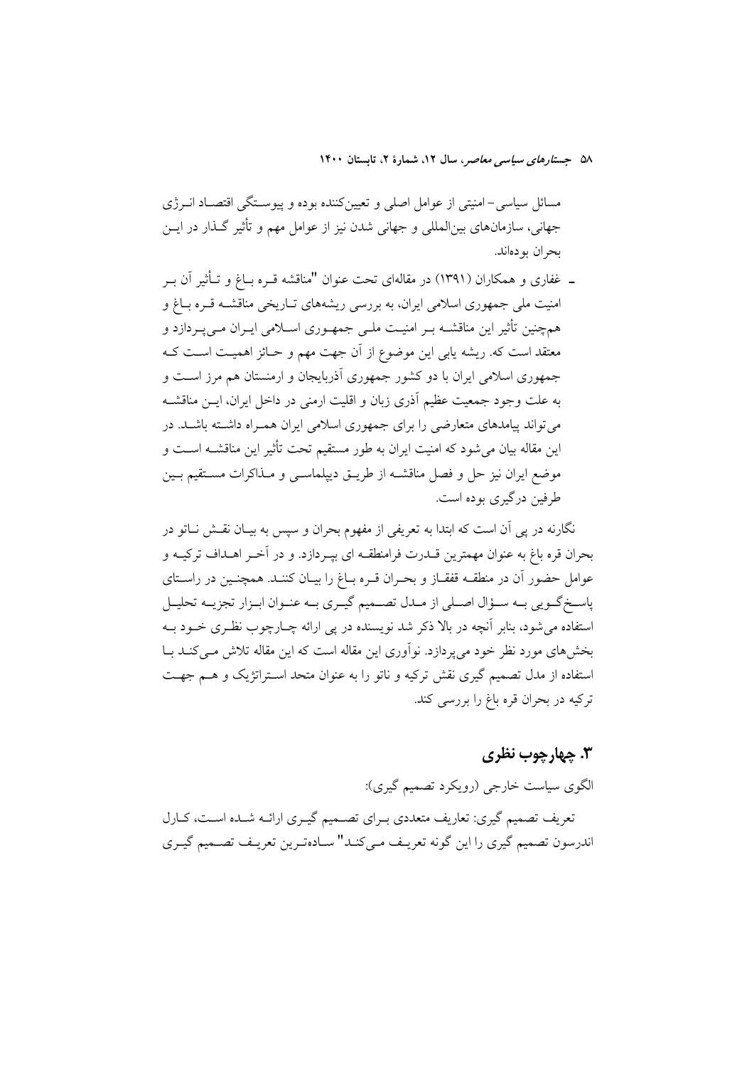مسائل سیاسی- امنیتی از عوامل اصلی و تعیین‌کننده بوده و پیوستگی اقتصاد انرژی جهانی، سازمان‌های بین‌المللی و جهانی شدن نیز از عوامل مهم و تأثیر گذار در این بحران بوده‌اند.

- غفاری و همکاران (۱۳۹۱) در مقاله‌ای تحت عنوان "مناقشه قره باغ و تأثیر آن بر امنیت ملی جمهوری اسلامی ایران، به بررسی ریشه‌های تاریخی مناقشه قره باغ و همچنین تأثیر این مناقشه بر امنیت ملی جمهوری اسلامی ایران می‌پردازد و معتقد است که. ریشه یابی این موضوع از آن جهت مهم و حائز اهمیت است که جمهوری اسلامی ایران با دو کشور جمهوری آذربایجان و ارمنستان هم مرز است و به علت وجود جمعیت عظیم آذری زبان و اقلیت ارمنی در داخل ایران، این مناقشه می‌تواند پیامدهای متعارضی را برای جمهوری اسلامی ایران همراه داشته باشد. در این مقاله بیان می‌شود که امنیت ایران به طور مستقیم تحت تأثیر این مناقشه است و موضع ایران نیز حل و فصل مناقشه از طریق دیپلماسی و مذاکرات مستقیم بین طرفین درگیری بوده است.

نگارنه در پی آن است که ابتدا به تعریفی از مفهوم بحران و سپس به بیان نقش ناتو در بحران قره باغ به عنوان مهمترین قدرت فرامنطقه ای بپردازد. و در آخر اهداف ترکیه و عوامل حضور آن در منطقه قفقاز و بحران قره باغ را بیان کنند. همچنین در راستای پاسخ‌گویی به سؤال اصلی از مدل تصمیم گیری به عنوان ابزار تجزیه تحلیل استفاده می‌شود، بنابر آنچه در بالا ذکر شد نویسنده در پی ارائه چارچوب نظری خود به بخش‌های مورد نظر خود می‌پردازد. نوآوری این مقاله است که این مقاله تلاش می‌کند با استفاده از مدل تصمیم گیری نقش ترکیه و ناتو را به عنوان متحد استراتژیک و هم جهت ترکیه در بحران قره باغ را بررسی کند.

## ۳. چهارچوب نظری

الگوی سیاست خارجی (رویکرد تصمیم گیری):

تعریف تصمیم گیری: تعاریف متعددی برای تصمیم گیری ارائه شده است، کارل اندرسون تصمیم گیری را این گونه تعریف می‌کند" ساده‌ترین تعریف تصمیم گیری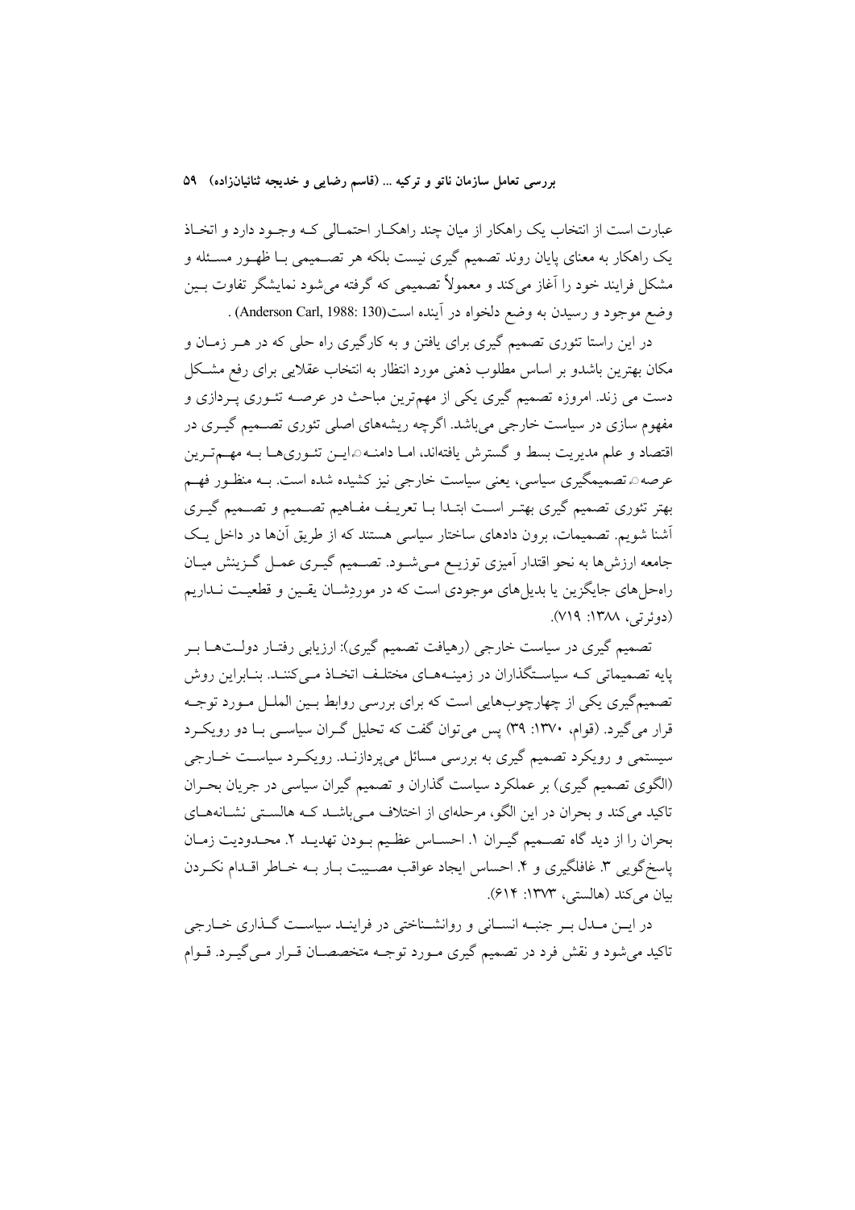عبارت است از انتخاب یک راهکار از میان چند راهکـار احتمـالی کـه وجـود دارد و اتخـاذ یک راهکار به معنای پایان روند تصمیم گیری نیست بلکه هر تصـمیمی بـا ظهـور مسـئله و مشکل فرایند خود را آغاز می‌کند و معمولاً تصمیمی که گرفته می‌شود نمایشگر تفاوت بـین وضع موجود و رسیدن به وضع دلخواه در آینده است(Anderson Carl, 1988: 130) .

در این راستا تئوری تصمیم گیری برای یافتن و به کارگیری راه حلی که در هـر زمـان و مکان بهترین باشدو بر اساس مطلوب ذهنی مورد انتظار به انتخاب عقلایی برای رفع مشـکل دست می زند. امروزه تصمیم گیری یکی از مهم‌ترین مباحث در عرصـه تئـوری پـردازی و مفهوم سازی در سیاست خارجی می‌باشد. اگرچه ریشه‌های اصلی تئوری تصـمیم گیـری در اقتصاد و علم مدیریت بسط و گسترش یافته‌اند، امـا دامنـه ِایـن تئـوری‌هـا بـه مهـم‌تـرین عرصه ِتصمیمگیری سیاسی، یعنی سیاست خارجی نیز کشیده شده است. بـه منظـور فهـم بهتر تئوری تصمیم گیری بهتـر اسـت ابتـدا بـا تعریـف مفـاهیم تصـمیم و تصـمیم گیـری آشنا شویم. تصمیمات، برون دادهای ساختار سیاسی هستند که از طریق آن‌ها در داخل یـک جامعه ارزش‌ها به نحو اقتدار آمیزی توزیـع مـی‌شـود. تصـمیم گیـری عمـل گـزینش میـان راه‌حل‌های جایگزین یا بدیل‌های موجودی است که در موردشـان یقـین و قطعیـت نـداریم (دوئرتی، ۱۳۸۸: ۷۱۹).

تصمیم گیری در سیاست خارجی (رهیافت تصمیم گیری): ارزیابی رفتـار دولـت‌هـا بـر پایه تصمیماتی کـه سیاسـتگذاران در زمینـه‌هـای مختلـف اتخـاذ مـی‌کننـد. بنـابراین روش تصمیم‌گیری یکی از چهارچوب‌هایی است که برای بررسی روابط بـین الملـل مـورد توجـه قرار می‌گیرد. (قوام، ۱۳۷۰: ۳۹) پس می‌توان گفت که تحلیل گـران سیاسـی بـا دو رویکـرد سیستمی و رویکرد تصمیم گیری به بررسی مسائل می‌پردازنـد. رویکـرد سیاسـت خـارجی (الگوی تصمیم گیری) بر عملکرد سیاست گذاران و تصمیم گیران سیاسی در جریان بحـران تاکید می‌کند و بحران در این الگو، مرحله‌ای از اختلاف مـی‌باشـد کـه هالسـتی نشـانه‌هـای بحران را از دید گاه تصـمیم گیـران ۱. احسـاس عظـیم بـودن تهدیـد ۲. محـدودیت زمـان پاسخ‌گویی ۳. غافلگیری و ۴. احساس ایجاد عواقب مصـیبت بـار بـه خـاطر اقـدام نکـردن بیان می‌کند (هالستی، ۱۳۷۳: ۶۱۴).

در ایـن مـدل بـر جنبـه انسـانی و روانشـناختی در فراینـد سیاسـت گـذاری خـارجی تاکید می‌شود و نقش فرد در تصمیم گیری مـورد توجـه متخصصـان قـرار مـی‌گیـرد. قـوام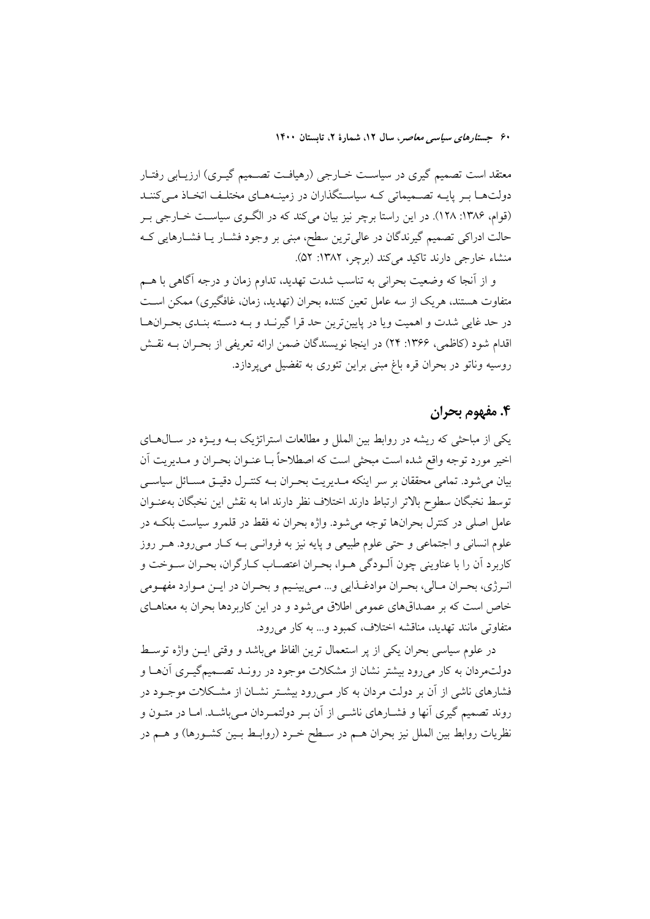معتقد است تصمیم گیری در سیاست خارجی (رهیافت تصمیم گیری) ارزیابی رفتار دولت‌ها بر پایه تصمیماتی که سیاستگذاران در زمینه‌های مختلف اتخاذ می‌کنند (قوام، ۱۳۸۶: ۱۲۸). در این راستا برچر نیز بیان می‌کند که در الگوی سیاست خارجی بر حالت ادراکی تصمیم گیرندگان در عالی‌ترین سطح، مبنی بر وجود فشار یا فشارهایی که منشاء خارجی دارند تاکید می‌کند (برچر، ۱۳۸۲: ۵۲).

و از آنجا که وضعیت بحرانی به تناسب شدت تهدید، تداوم زمان و درجه آگاهی با هم متفاوت هستند، هریک از سه عامل تعین کننده بحران (تهدید، زمان، غافگیری) ممکن است در حد غایی شدت و اهمیت ویا در پایین‌ترین حد قرا گیرند و به دسته بندی بحران‌ها اقدام شود (کاظمی، ۱۳۶۶: ۲۴) در اینجا نویسندگان ضمن ارائه تعریفی از بحران به نقش روسیه وناتو در بحران قره باغ مبنی براین تئوری به تفضیل می‌پردازد.

## ۴. مفهوم بحران

یکی از مباحثی که ریشه در روابط بین الملل و مطالعات استراتژیک به ویژه در سال‌های اخیر مورد توجه واقع شده است مبحثی است که اصطلاحاً با عنوان بحران و مدیریت آن بیان می‌شود. تمامی محققان بر سر اینکه مدیریت بحران به کنترل دقیق مسائل سیاسی توسط نخبگان سطوح بالاتر ارتباط دارند اختلاف نظر دارند اما به نقش این نخبگان به‌عنوان عامل اصلی در کنترل بحران‌ها توجه می‌شود. واژه بحران نه فقط در قلمرو سیاست بلکه در علوم انسانی و اجتماعی و حتی علوم طبیعی و پایه نیز به فروانی به کار می‌رود. هر روز کاربرد آن را با عناوینی چون آلودگی هوا، بحران اعتصاب کارگران، بحران سوخت و انرژی، بحران مالی، بحران موادغذایی و... می‌بینیم و بحران در این موارد مفهومی خاص است که بر مصداق‌های عمومی اطلاق می‌شود و در این کاربردها بحران به معناهای متفاوتی مانند تهدید، مناقشه اختلاف، کمبود و... به کار می‌رود.

در علوم سیاسی بحران یکی از پر استعمال ترین الفاظ می‌باشد و وقتی این واژه توسط دولت‌مردان به کار می‌رود بیشتر نشان از مشکلات موجود در روند تصمیم‌گیری آنها و فشارهای ناشی از آن بر دولت مردان به کار می‌رود بیشتر نشان از مشکلات موجود در روند تصمیم گیری آنها و فشارهای ناشی از آن بر دولتمردان می‌باشد. اما در متون و نظریات روابط بین الملل نیز بحران هم در سطح خرد (روابط بین کشورها) و هم در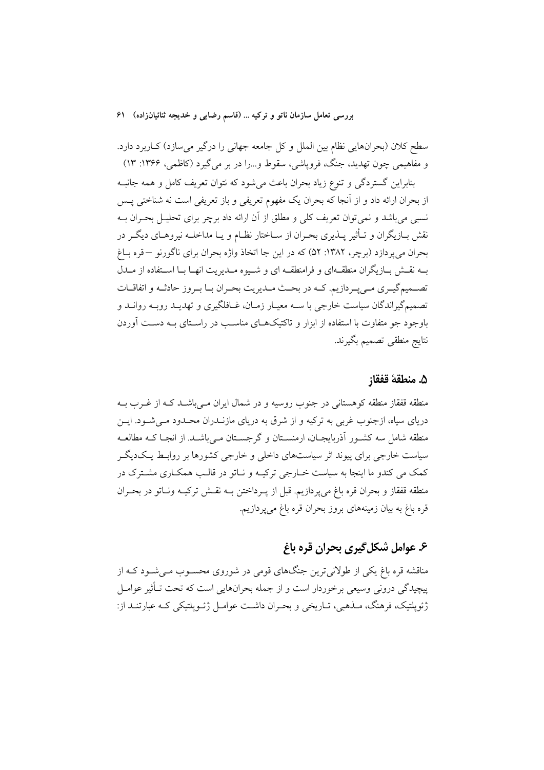سطح کلان (بحران‌هایی نظام بین الملل و کل جامعه جهانی را درگیر می‌سازد) کـاربرد دارد. و مفاهیمی چون تهدید، جنگ، فروپاشی، سقوط و...را در بر می‌گیرد (کاظمی، ۱۳۶۶: ۱۳)

بنابراین گستردگی و تنوع زیاد بحران باعث می‌شود که نتوان تعریف کامل و همه جانبـه از بحران ارائه داد و از آنجا که بحران یک مفهوم تعریفی و باز تعریفی است نه شناختی پـس نسبی می‌باشد و نمی‌توان تعریف کلی و مطلق از آن ارائه داد برچر برای تحلیـل بحـران بـه نقش بـازیگران و تـأثیر پـذیری بحـران از سـاختار نظـام و یـا مداخلـه نیروهـای دیگـر در بحران می‌پردازد (برچر، ۱۳۸۲: ۵۲) که در این جا اتخاذ واژه بحران برای ناگورنو –قره بـاغ بـه نقـش بـازیگران منطقـه‌ای و فرامنطقـه ای و شـیوه مـدیریت انهـا بـا اسـتفاده از مـدل تصـمیم‌گیـری مـی‌پـردازیم. کـه در بحـث مـدیریت بحـران بـا بـروز حادثـه و اتفاقـات تصمیم‌گیراندگان سیاست خارجی با سـه معیـار زمـان، غـافلگیری و تهدیـد روبـه روانـد و باوجود جو متفاوت با استفاده از ابزار و تاکتیک‌هـای مناسـب در راسـتای بـه دسـت آوردن نتایج منطقی تصمیم بگیرند.

## ۵. منطقهٔ قفقاز

منطقه قفقاز منطقه کوهستانی در جنوب روسیه و در شمال ایران مـی‌باشـد کـه از غـرب بـه دریای سیاه، ازجنوب غربی به ترکیه و از شرق به دریای مازنـدران محـدود مـی‌شـود. ایـن منطقه شامل سه کشـور آذربایجـان، ارمنسـتان و گرجسـتان مـی‌باشـد. از انجـا کـه مطالعـه سیاست خارجی برای پیوند اثر سیاست‌های داخلی و خارجی کشورها بر روابـط یـک‌دیگـر کمک می کندو ما اینجا به سیاست خـارجی ترکیـه و نـاتو در قالـب همکـاری مشـترک در منطقه قفقاز و بحران قره باغ می‌پردازیم. قبل از پـرداختن بـه نقـش ترکیـه ونـاتو در بحـران قره باغ به بیان زمینه‌های بروز بحران قره باغ می‌پردازیم.

## ۶. عوامل شکل‌گیری بحران قره باغ

مناقشه قره باغ یکی از طولانی‌ترین جنگ‌های قومی در شوروی محسـوب مـی‌شـود کـه از پیچیدگی درونی وسیعی برخوردار است و از جمله بحران‌هایی است که تحت تـأثیر عوامـل ژئوپلتیک، فرهنگ، مـذهبی، تـاریخی و بحـران داشـت عوامـل ژئـوپلتیکی کـه عبارتنـد از: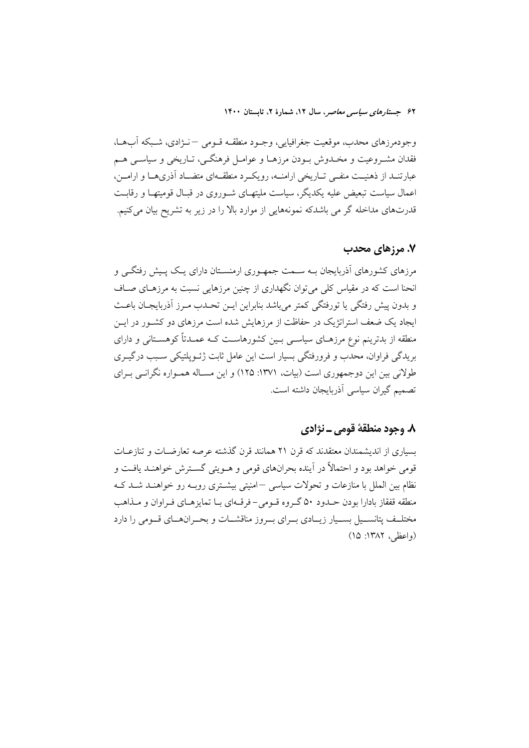وجودمرزهای محدب، موقعیت جغرافیایی، وجـود منطقـه قـومی – نـژادی، شـبکه آب‌هـا، فقدان مشـروعیت و مخـدوش بـودن مرزهـا و عوامـل فرهنگـی، تـاریخی و سیاسـی هـم عبارتنـد از ذهنیـت منفـی تـاریخی ارامنـه، رویکـرد منطقـه‌ای متضـاد آذری‌هـا و ارامـن، اعمال سیاست تبعیض علیه یکدیگر، سیاست ملیتهـای شـوروی در قبـال قومیتها و رقابـت قدرت‌های مداخله گر می باشدکه نمونه‌هایی از موارد بالا را در زیر به تشریح بیان می‌کنیم.

## ۷. مرزهای محدب

مرزهای کشورهای آذربایجان بـه سـمت جمهـوری ارمنسـتان دارای یـک پـیش رفتگـی و انحنا است که در مقیاس کلی می‌توان نگهداری از چنین مرزهایی نسبت به مرزهـای صـاف و بدون پیش رفتگی یا تورفتگی کمتر می‌باشد بنابراین ایـن تحـدب مـرز آذربایجـان باعـث ایجاد یک ضعف استراتژیک در حفاظت از مرزهایش شده است مرزهای دو کشـور در ایـن منطقه از بدترینم نوع مرزهـای سیاسـی بـین کشورهاسـت کـه عمـدتاً کوهسـتانی و دارای بریدگی فراوان، محدب و فرورفتگی بسیار است این عامل ثابت ژئـوپلتیکی سـبب درگیـری طولانی بین این دوجمهوری است (بیات، ۱۳۷۱: ۱۲۵) و این مسـاله همـواره نگرانـی بـرای تصمیم گیران سیاسی آذربایجان داشته است.

## ۸. وجود منطقهٔ قومی ـ نژادی

بسیاری از اندیشمندان معتقدند که قرن ۲۱ همانند قرن گذشته عرصه تعارضـات و تنازعـات قومی خواهد بود و احتمالاً در آینده بحران‌های قومی و هـویتی گسـترش خواهنـد یافـت و نظام بین الملل با منازعات و تحولات سیاسی – امنیتی بیشـتری روبـه رو خواهنـد شـد کـه منطقه قفقاز بادارا بودن حـدود ۵۰ گـروه قـومی– فرقـه‌ای بـا تمایزهـای فـراوان و مـذاهب مختلـف پتانسـیل بسـیار زیـادی بـرای بـروز مناقشـات و بحـران‌هـای قـومی را دارد (واعظی، ۱۳۸۲: ۱۵)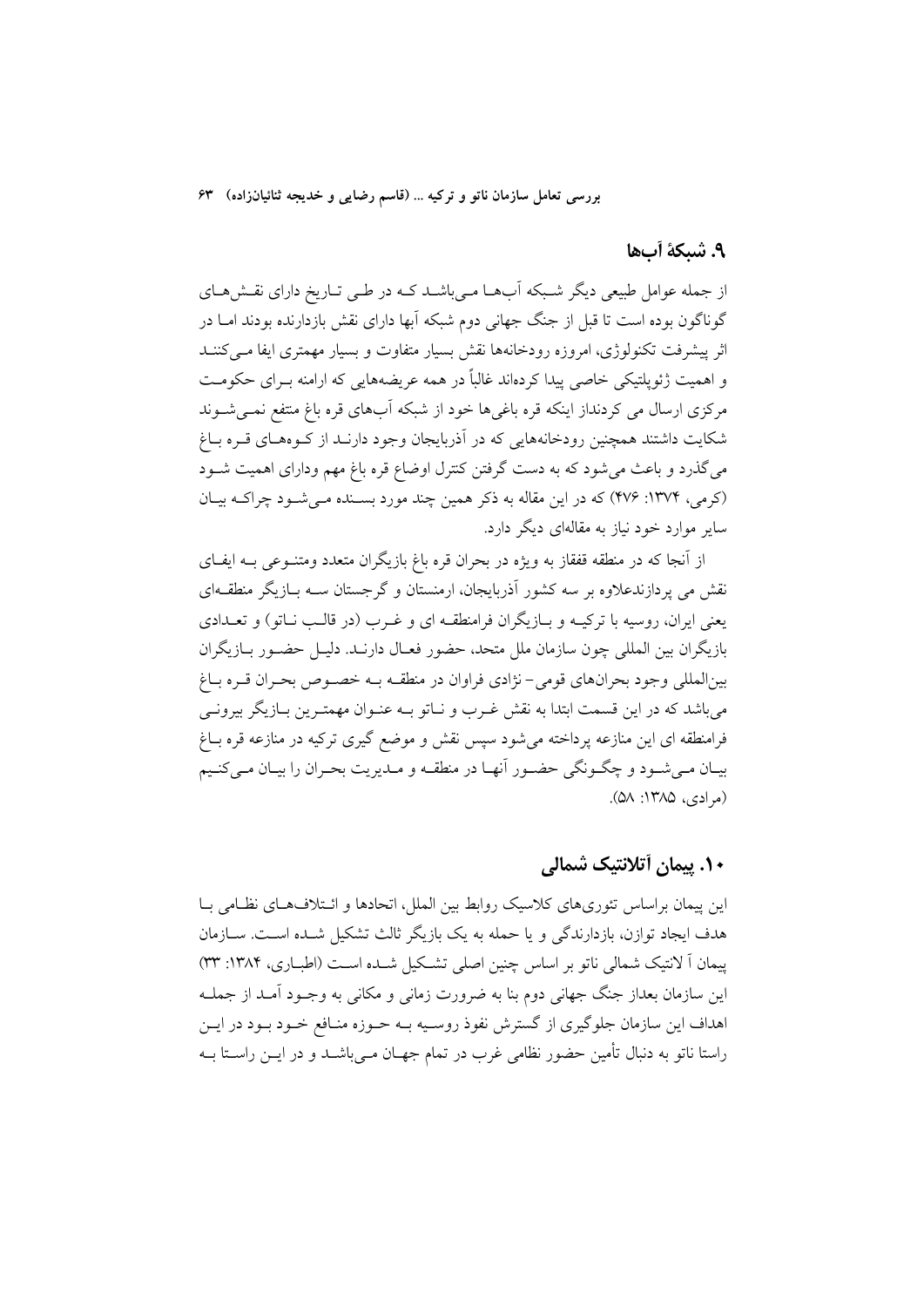## ۹. شبکهٔ آب‌ها

از جمله عوامل طبیعی دیگر شبکه آب‌هـا مـی‌باشـد کـه در طـی تـاریخ دارای نقـش‌هـای گوناگون بوده است تا قبل از جنگ جهانی دوم شبکه آبها دارای نقش بازدارنده بودند امـا در اثر پیشرفت تکنولوژی، امروزه رودخانه‌ها نقش بسیار متفاوت و بسیار مهمتری ایفا مـی‌کننـد و اهمیت ژئوپلتیکی خاصی پیدا کرده‌اند غالباً در همه عریضه‌هایی که ارامنه بـرای حکومـت مرکزی ارسال می کردنداز اینکه قره باغی‌ها خود از شبکه آب‌های قره باغ منتفع نمـی‌شـوند شکایت داشتند همچنین رودخانه‌هایی که در آذربایجان وجود دارنـد از کـوه‌هـای قـره بـاغ می‌گذرد و باعث می‌شود که به دست گرفتن کنترل اوضاع قره باغ مهم ودارای اهمیت شـود (کرمی، ۱۳۷۴: ۴۷۶) که در این مقاله به ذکر همین چند مورد بسـنده مـی‌شـود چراکـه بیـان سایر موارد خود نیاز به مقاله‌ای دیگر دارد.

از آنجا که در منطقه قفقاز به ویژه در بحران قره باغ بازیگران متعدد ومتنـوعی بـه ایفـای نقش می پردازندعلاوه بر سه کشور آذربایجان، ارمنستان و گرجستان سـه بـازیگر منطقـه‌ای یعنی ایران، روسیه با ترکیـه و بـازیگران فرامنطقـه ای و غـرب (در قالـب نـاتو) و تعـدادی بازیگران بین المللی چون سازمان ملل متحد، حضور فعـال دارنـد. دلیـل حضـور بـازیگران بین‌المللی وجود بحران‌های قومی- نژادی فراوان در منطقـه بـه خصـوص بحـران قـره بـاغ می‌باشد که در این قسمت ابتدا به نقش غـرب و نـاتو بـه عنـوان مهمتـرین بـازیگر بیرونـی فرامنطقه ای این منازعه پرداخته می‌شود سپس نقش و موضع گیری ترکیه در منازعه قره بـاغ بیـان مـی‌شـود و چگـونگی حضـور آنهـا در منطقـه و مـدیریت بحـران را بیـان مـی‌کنـیم (مرادی، ۱۳۸۵: ۵۸).

## ۱۰. پیمان آتلانتیک شمالی

این پیمان براساس تئوری‌های کلاسیک روابط بین الملل، اتحادها و ائـتلاف‌هـای نظـامی بـا هدف ایجاد توازن، بازدارندگی و یا حمله به یک بازیگر ثالث تشکیل شـده اسـت. سـازمان پیمان آ لانتیک شمالی ناتو بر اساس چنین اصلی تشـکیل شـده اسـت (اطـاری، ۱۳۸۴: ۳۳) این سازمان بعداز جنگ جهانی دوم بنا به ضرورت زمانی و مکانی به وجـود آمـد از جملـه اهداف این سازمان جلوگیری از گسترش نفوذ روسـیه بـه حـوزه منـافع خـود بـود در ایـن راستا ناتو به دنبال تأمین حضور نظامی غرب در تمام جهـان مـی‌باشـد و در ایـن راسـتا بـه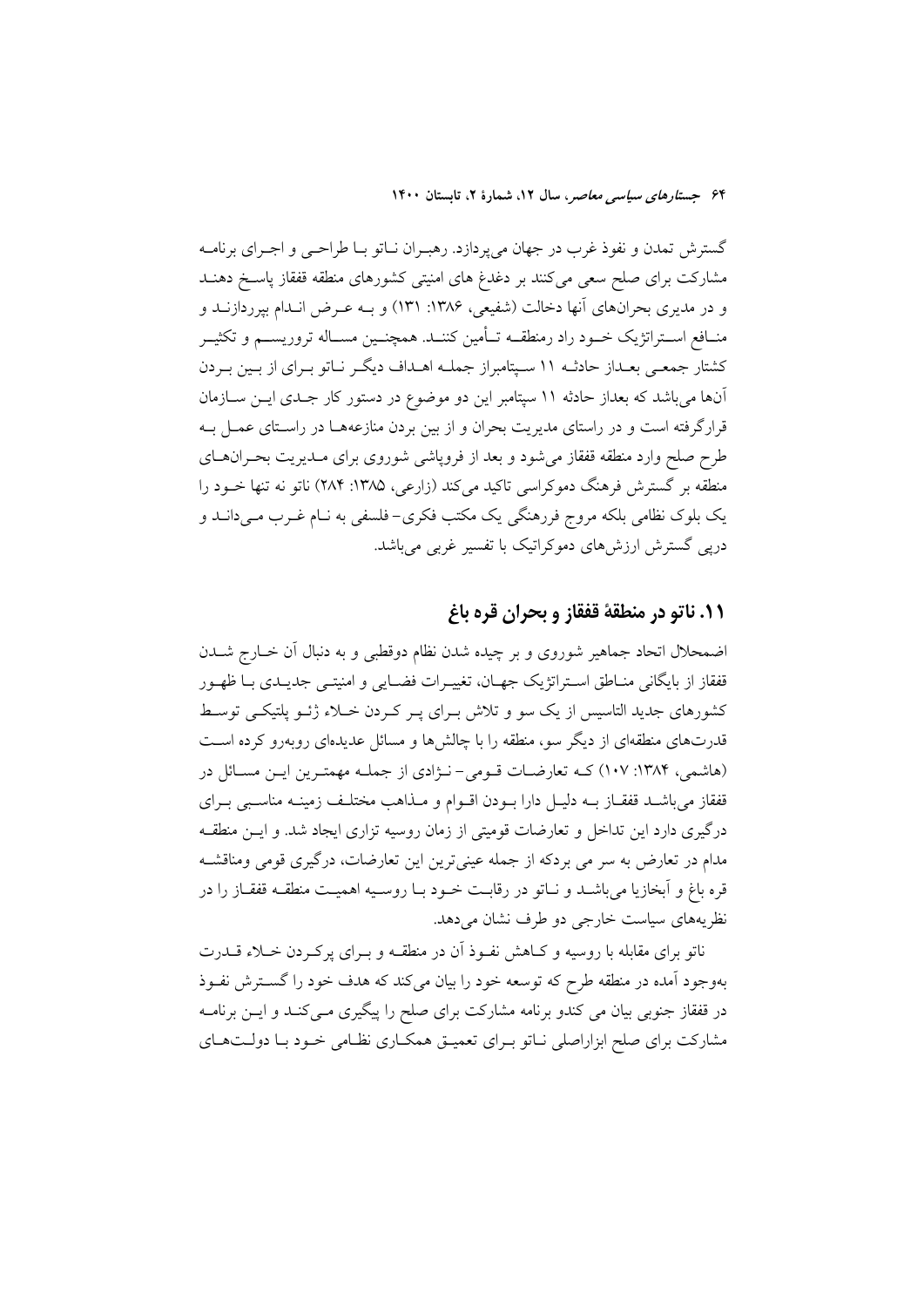گسترش تمدن و نفوذ غرب در جهان می‌پردازد. رهبـران نـاتو بـا طراحـی و اجـرای برنامـه مشارکت برای صلح سعی می‌کنند بر دغدغ های امنیتی کشورهای منطقه قفقاز پاسـخ دهنـد و در مدیری بحران‌های آنها دخالت (شفیعی، ۱۳۸۶: ۱۳۱) و بـه عـرض انـدام بپردازنـد و منـافع اسـتراتژیک خـود راد رمنطقـه تـأمین کننـد. همچنـین مسـاله تروریسـم و تکثیـر کشتار جمعـی بعـداز حادثـه ۱۱ سـپتامبراز جملـه اهـداف دیگـر نـاتو بـرای از بـین بـردن آن‌ها می‌باشد که بعداز حادثه ۱۱ سپتامبر این دو موضوع در دستور کار جـدی ایـن سـازمان قرارگرفته است و در راستای مدیریت بحران و از بین بردن منازعه‌هـا در راسـتای عمـل بـه طرح صلح وارد منطقه قفقاز می‌شود و بعد از فروپاشی شوروی برای مـدیریت بحـران‌هـای منطقه بر گسترش فرهنگ دموکراسی تاکید می‌کند (زارعی، ۱۳۸۵: ۲۸۴) ناتو نه تنها خـود را یک بلوک نظامی بلکه مروج فررهنگی یک مکتب فکری- فلسفی به نـام غـرب مـی‌دانـد و درپی گسترش ارزش‌های دموکراتیک با تفسیر غربی می‌باشد.

## ۱۱. ناتو در منطقهٔ قفقاز و بحران قره باغ

اضمحلال اتحاد جماهیر شوروی و بر چیده شدن نظام دوقطبی و به دنبال آن خـارج شـدن قفقاز از بایگانی منـاطق اسـتراتژیک جهـان، تغییـرات فضـایی و امنیتـی جدیـدی بـا ظهـور کشورهای جدید التاسیس از یک سو و تلاش بـرای پـر کـردن خـلاء ژئـو پلتیکـی توسـط قدرت‌های منطقه‌ای از دیگر سو، منطقه را با چالش‌ها و مسائل عدیده‌ای روبه‌رو کرده اسـت (هاشمی، ۱۳۸۴: ۱۰۷) کـه تعارضـات قـومی- نـژادی از جملـه مهمتـرین ایـن مسـائل در قفقاز می‌باشـد قفقـاز بـه دلیـل دارا بـودن اقـوام و مـذاهب مختلـف زمینـه مناسـبی بـرای درگیری دارد این تداخل و تعارضات قومیتی از زمان روسیه تزاری ایجاد شد. و ایـن منطقـه مدام در تعارض به سر می بردکه از جمله عینی‌ترین این تعارضات، درگیری قومی ومناقشـه قره باغ و آبخازیا می‌باشـد و نـاتو در رقابـت خـود بـا روسـیه اهمیـت منطقـه قفقـاز را در نظریه‌های سیاست خارجی دو طرف نشان می‌دهد.

ناتو برای مقابله با روسیه و کـاهش نفـوذ آن در منطقـه و بـرای پرکـردن خـلاء قـدرت به‌وجود آمده در منطقه طرح که توسعه خود را بیان می‌کند که هدف خود را گسـترش نفـوذ در قفقاز جنوبی بیان می کندو برنامه مشارکت برای صلح را پیگیری مـی‌کنـد و ایـن برنامـه مشارکت برای صلح ابزاراصلی نـاتو بـرای تعمیـق همکـاری نظـامی خـود بـا دولـت‌هـای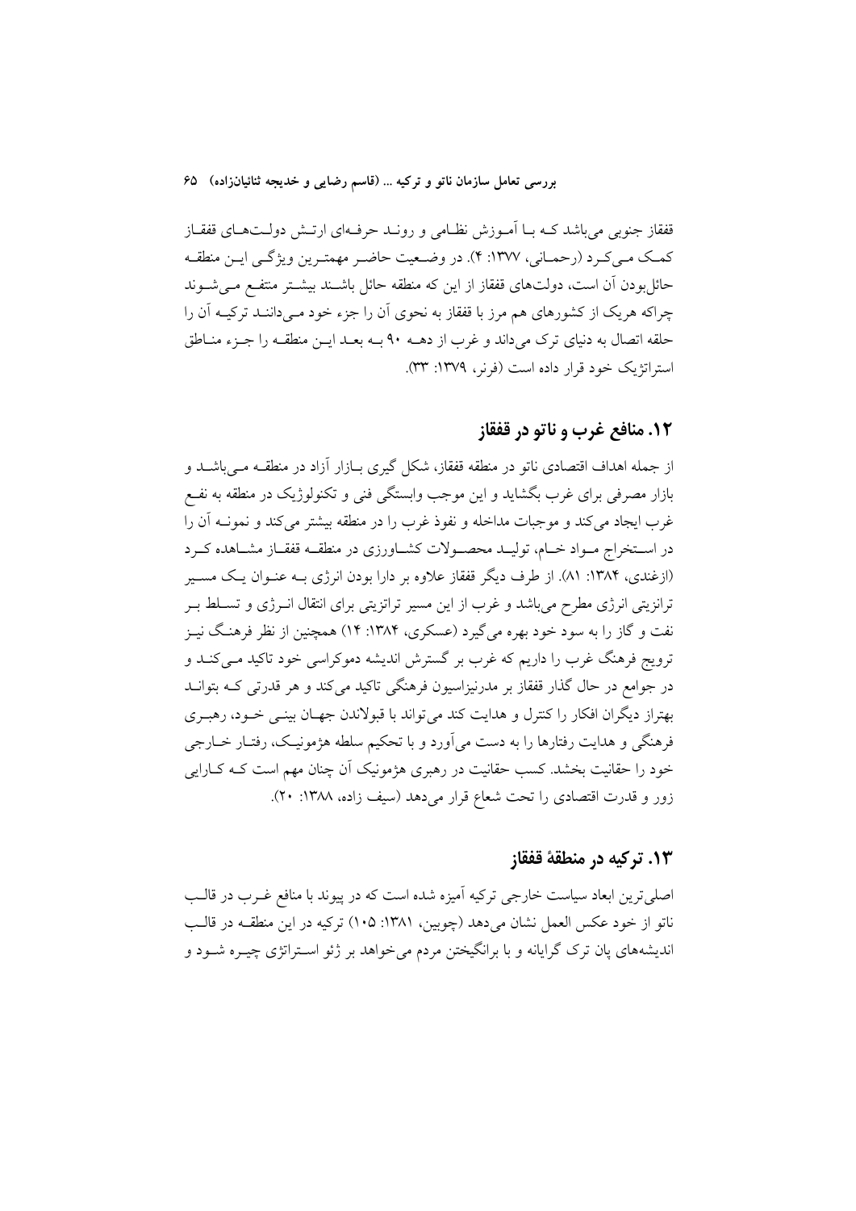قفقاز جنوبی می‌باشد که با آموزش نظامی و روند حرفه‌ای ارتش دولت‌های قفقاز کمک می‌کرد (رحمانی، ۱۳۷۷: ۴). در وضعیت حاضر مهمترین ویژگی این منطقه حائل‌بودن آن است، دولت‌های قفقاز از این که منطقه حائل باشند بیشتر منتفع می‌شوند چراکه هریک از کشورهای هم مرز با قفقاز به نحوی آن را جزء خود می‌دانند ترکیه آن را حلقه اتصال به دنیای ترک می‌داند و غرب از دهه ۹۰ به بعد این منطقه را جزء مناطق استراتژیک خود قرار داده است (فرنر، ۱۳۷۹: ۳۳).

## ۱۲. منافع غرب و ناتو در قفقاز

از جمله اهداف اقتصادی ناتو در منطقه قفقاز، شکل گیری بازار آزاد در منطقه می‌باشد و بازار مصرفی برای غرب بگشاید و این موجب وابستگی فنی و تکنولوژیک در منطقه به نفع غرب ایجاد می‌کند و موجبات مداخله و نفوذ غرب را در منطقه بیشتر می‌کند و نمونه آن را در استخراج مواد خام، تولید محصولات کشاورزی در منطقه قفقاز مشاهده کرد (ازغندی، ۱۳۸۴: ۸۱). از طرف دیگر قفقاز علاوه بر دارا بودن انرژی به عنوان یک مسیر ترانزیتی انرژی مطرح می‌باشد و غرب از این مسیر تراتزیتی برای انتقال انرژی و تسلط بر نفت و گاز را به سود خود بهره می‌گیرد (عسکری، ۱۳۸۴: ۱۴) همچنین از نظر فرهنگ نیز ترویج فرهنگ غرب را داریم که غرب بر گسترش اندیشه دموکراسی خود تاکید می‌کند و در جوامع در حال گذار قفقاز بر مدرنیزاسیون فرهنگی تاکید می‌کند و هر قدرتی که بتواند بهتراز دیگران افکار را کنترل و هدایت کند می‌تواند با قبولاندن جهان بینی خود، رهبری فرهنگی و هدایت رفتارها را به دست می‌آورد و با تحکیم سلطه هژمونیک، رفتار خارجی خود را حقانیت بخشد. کسب حقانیت در رهبری هژمونیک آن چنان مهم است که کارایی زور و قدرت اقتصادی را تحت شعاع قرار می‌دهد (سیف زاده، ۱۳۸۸: ۲۰).

## ۱۳. ترکیه در منطقهٔ قفقاز

اصلی‌ترین ابعاد سیاست خارجی ترکیه آمیزه شده است که در پیوند با منافع غرب در قالب ناتو از خود عکس العمل نشان می‌دهد (چوبین، ۱۳۸۱: ۱۰۵) ترکیه در این منطقه در قالب اندیشه‌های پان ترک گرایانه و با برانگیختن مردم می‌خواهد بر ژئو استراتژی چیره شود و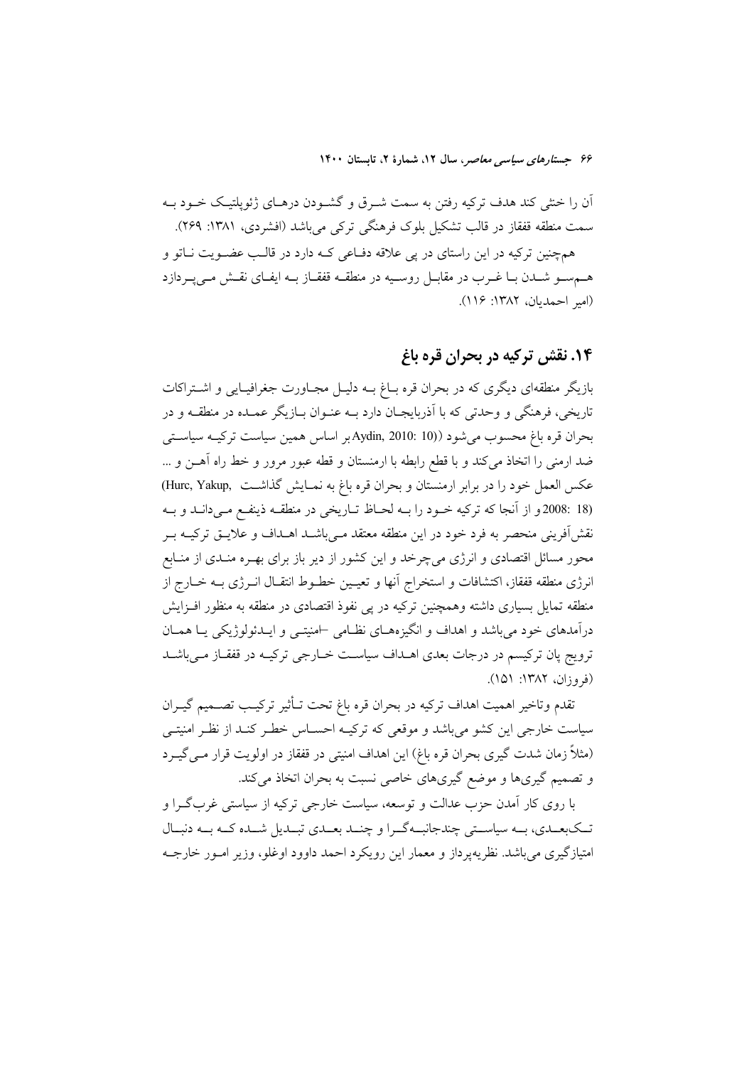آن را خنثی کند هدف ترکیه رفتن به سمت شرق و گشودن درهای ژئوپلتیک خود به سمت منطقه قفقاز در قالب تشکیل بلوک فرهنگی ترکی می‌باشد (افشردی، ۱۳۸۱: ۲۶۹).

هم‌چنین ترکیه در این راستای در پی علاقه دفاعی که دارد در قالب عضویت ناتو و هم‌سو شدن با غرب در مقابل روسیه در منطقه قفقاز به ایفای نقش می‌پردازد (امیر احمدیان، ۱۳۸۲: ۱۱۶).

## ۱۴. نقش ترکیه در بحران قره باغ

بازیگر منطقه‌ای دیگری که در بحران قره باغ به دلیل مجاورت جغرافیایی و اشتراکات تاریخی، فرهنگی و وحدتی که با آذربایجان دارد به عنوان بازیگر عمده در منطقه و در بحران قره باغ محسوب می‌شود ((Aydin, 2010: 10 بر اساس همین سیاست ترکیه سیاستی ضد ارمنی را اتخاذ می‌کند و با قطع رابطه با ارمنستان و قطه عبور مرور و خط راه آهن و ... عکس العمل خود را در برابر ارمنستان و بحران قره باغ به نمایش گذاشت (Hurc, Yakup, 2008: 18) و از آنجا که ترکیه خود را به لحاظ تاریخی در منطقه ذینفع می‌داند و به نقش‌آفرینی منحصر به فرد خود در این منطقه معتقد می‌باشد اهداف و علایق ترکیه بر محور مسائل اقتصادی و انرژی می‌چرخد و این کشور از دیر باز برای بهره مندی از منابع انرژی منطقه قفقاز، اکتشافات و استخراج آنها و تعیین خطوط انتقال انرژی به خارج از منطقه تمایل بسیاری داشته وهمچنین ترکیه در پی نفوذ اقتصادی در منطقه به منظور افزایش درآمدهای خود می‌باشد و اهداف و انگیزه‌های نظامی –امنیتی و ایدئولوژیکی یا همان ترویج پان ترکیسم در درجات بعدی اهداف سیاست خارجی ترکیه در قفقاز می‌باشد (فروزان، ۱۳۸۲: ۱۵۱).

تقدم وتاخیر اهمیت اهداف ترکیه در بحران قره باغ تحت تأثیر ترکیب تصمیم گیران سیاست خارجی این کشو می‌باشد و موقعی که ترکیه احساس خطر کند از نظر امنیتی (مثلاً زمان شدت گیری بحران قره باغ) این اهداف امنیتی در قفقاز در اولویت قرار می‌گیرد و تصمیم گیری‌ها و موضع گیری‌های خاصی نسبت به بحران اتخاذ می‌کند.

با روی کار آمدن حزب عدالت و توسعه، سیاست خارجی ترکیه از سیاستی غرب‌گرا و تک‌بعدی، به سیاستی چندجانبه‌گرا و چند بعدی تبدیل شده که به دنبال امتیازگیری می‌باشد. نظریه‌پرداز و معمار این رویکرد احمد داوود اوغلو، وزیر امور خارجه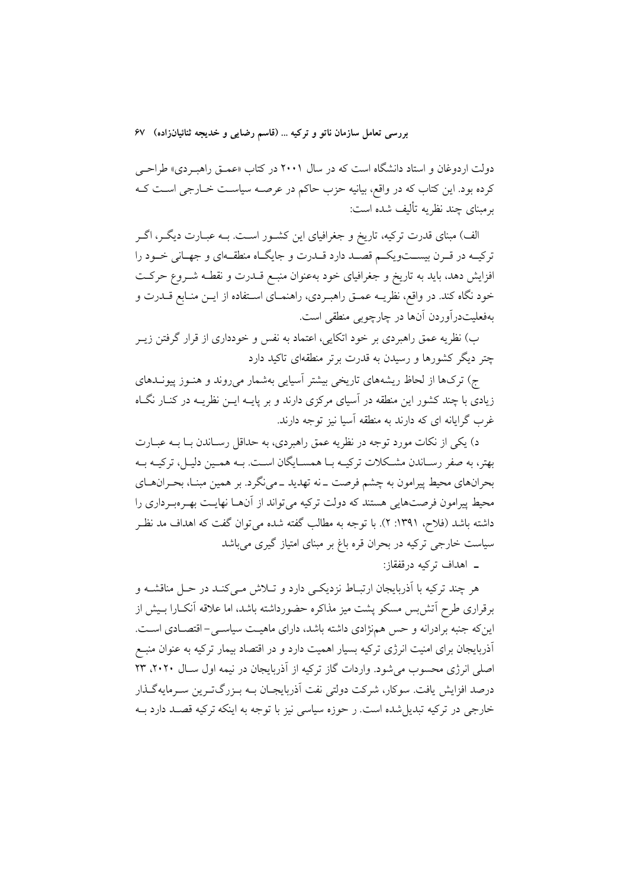دولت اردوغان و استاد دانشگاه است که در سال ۲۰۰۱ در کتاب «عمـق راهبـردی» طراحـی کرده بود. این کتاب که در واقع، بیانیه حزب حاکم در عرصـه سیاسـت خـارجی اسـت کـه برمبنای چند نظریه تألیف شده است:

الف) مبنای قدرت ترکیه، تاریخ و جغرافیای این کشـور اسـت. بـه عبـارت دیگـر، اگـر ترکیـه در قـرن بیسـت‌ویکـم قصـد دارد قـدرت و جایگـاه منطقـه‌ای و جهـانی خـود را افزایش دهد، باید به تاریخ و جغرافیای خود به‌عنوان منبـع قـدرت و نقطـه شـروع حرکـت خود نگاه کند. در واقع، نظریـه عمـق راهبـردی، راهنمـای اسـتفاده از ایـن منـابع قـدرت و به‌فعلیت‌درآوردن آن‌ها در چارچوبی منطقی است.

ب) نظریه عمق راهبردی بر خود اتکایی، اعتماد به نفس و خودداری از قرار گرفتن زیـر چتر دیگر کشورها و رسیدن به قدرت برتر منطقه‌ای تاکید دارد

ج) ترک‌ها از لحاظ ریشه‌های تاریخی بیشتر آسیایی به‌شمار می‌روند و هنـوز پیونـدهای زیادی با چند کشور این منطقه در آسیای مرکزی دارند و بر پایـه ایـن نظریـه در کنـار نگـاه غرب گرایانه ای که دارند به منطقه آسیا نیز توجه دارند.

د) یکی از نکات مورد توجه در نظریه عمق راهبردی، به حداقل رسـاندن یـا بـه عبـارت بهتر، به صفر رسـاندن مشـکلات ترکیـه بـا همسـایگان اسـت. بـه همـین دلیـل، ترکیـه بـه بحران‌های محیط پیرامون به چشم فرصت ـ نه تهدید ـ می‌نگرد. بر همین مبنـا، بحـران‌هـای محیط پیرامون فرصت‌هایی هستند که دولت ترکیه می‌تواند از آن‌هـا نهایـت بهـره‌بـرداری را داشته باشد (فلاح، ۱۳۹۱: ۲). با توجه به مطالب گفته شده می‌توان گفت که اهداف مد نظـر سیاست خارجی ترکیه در بحران قره باغ بر مبنای امتیاز گیری می‌باشد

ـ اهداف ترکیه درقفقاز:

هر چند ترکیه با آذربایجان ارتبـاط نزدیکـی دارد و تـلاش مـی‌کنـد در حـل مناقشـه و برقراری طرح آتش‌بس مسکو پشت میز مذاکره حضورداشته باشد، اما علاقه آنکـارا بـیش از این‌که جنبه برادرانه و حس هم‌نژادی داشته باشد، دارای ماهیـت سیاسـی– اقتصـادی اسـت. آذربایجان برای امنیت انرژی ترکیه بسیار اهمیت دارد و در اقتصاد بیمار ترکیه به عنوان منبـع اصلی انرژی محسوب می‌شود. واردات گاز ترکیه از آذربایجان در نیمه اول سـال ۲۰۲۰، ۲۳ درصد افزایش یافت. سوکار، شرکت دولتی نفت آذربایجـان بـه بـزرگ‌تـرین سـرمایه‌گـذار خارجی در ترکیه تبدیل‌شده است. ر حوزه سیاسی نیز با توجه به اینکه ترکیه قصـد دارد بـه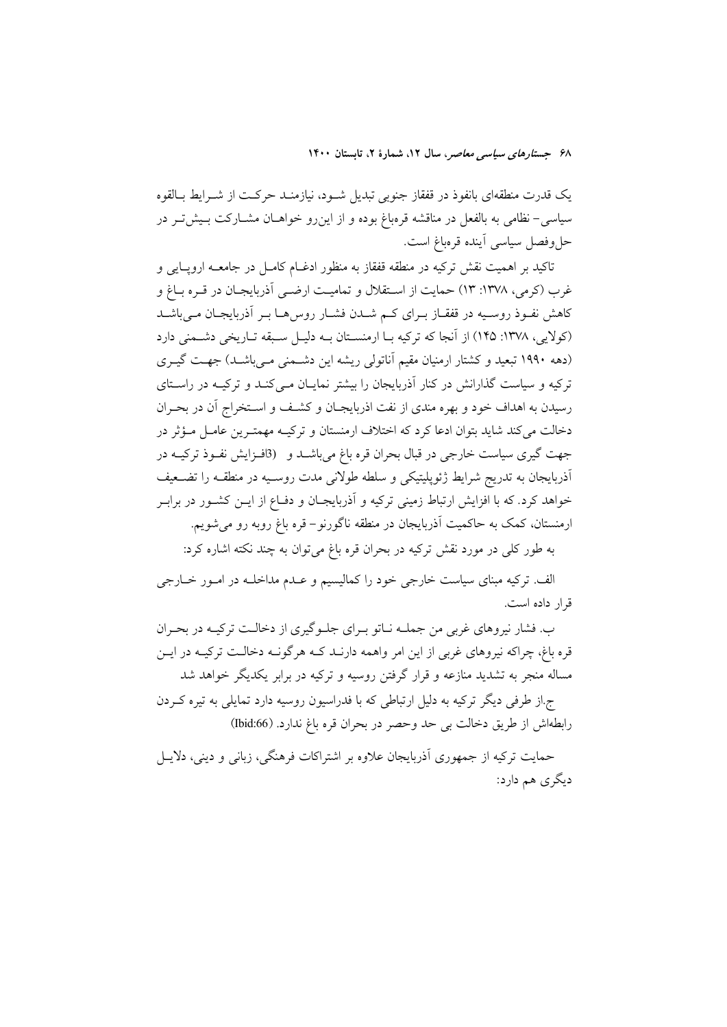یک قدرت منطقه‌ای بانفوذ در قفقاز جنوبی تبدیل شود، نیازمند حرکت از شرایط بالقوه سیاسی- نظامی به بالفعل در مناقشه قره‌باغ بوده و از این‌رو خواهان مشارکت بیش‌تر در حل‌وفصل سیاسی آینده قره‌باغ است.

تاکید بر اهمیت نقش ترکیه در منطقه قفقاز به منظور ادغام کامل در جامعه اروپایی و غرب (کرمی، ۱۳۷۸: ۱۳) حمایت از استقلال و تمامیت ارضی آذربایجان در قره باغ و کاهش نفوذ روسیه در قفقاز برای کم شدن فشار روس‌ها بر آذربایجان می‌باشد (کولایی، ۱۳۷۸: ۱۴۵) از آنجا که ترکیه با ارمنستان به دلیل سبقه تاریخی دشمنی دارد (دهه ۱۹۹۰ تبعید و کشتار ارمنیان مقیم آناتولی ریشه این دشمنی می‌باشد) جهت گیری ترکیه و سیاست گذارانش در کنار آذربایجان را بیشتر نمایان می‌کند و ترکیه در راستای رسیدن به اهداف خود و بهره مندی از نفت اذربایجان و کشف و استخراج آن در بحران دخالت می‌کند شاید بتوان ادعا کرد که اختلاف ارمنستان و ترکیه مهمترین عامل مؤثر در جهت گیری سیاست خارجی در قبال بحران قره باغ می‌باشد و (3افزایش نفوذ ترکیه در آذربایجان به تدریج شرایط ژئوپلیتیکی و سلطه طولانی مدت روسیه در منطقه را تضعیف خواهد کرد. که با افزایش ارتباط زمینی ترکیه و آذربایجان و دفاع از این کشور در برابر ارمنستان، کمک به حاکمیت آذربایجان در منطقه ناگورنو- قره باغ روبه رو می‌شویم.

به طور کلی در مورد نقش ترکیه در بحران قره باغ می‌توان به چند نکته اشاره کرد:

الف. ترکیه مبنای سیاست خارجی خود را کمالیسیم و عدم مداخله در امور خارجی قرار داده است.

ب. فشار نیروهای غربی من جمله ناتو برای جلوگیری از دخالت ترکیه در بحران قره باغ، چراکه نیروهای غربی از این امر واهمه دارند که هرگونه دخالت ترکیه در این مساله منجر به تشدید منازعه و قرار گرفتن روسیه و ترکیه در برابر یکدیگر خواهد شد

ج.از طرفی دیگر ترکیه به دلیل ارتباطی که با فدراسیون روسیه دارد تمایلی به تیره کردن رابطه‌اش از طریق دخالت بی حد وحصر در بحران قره باغ ندارد. (Ibid:66)

حمایت ترکیه از جمهوری آذربایجان علاوه بر اشتراکات فرهنگی، زبانی و دینی، دلایل دیگری هم دارد: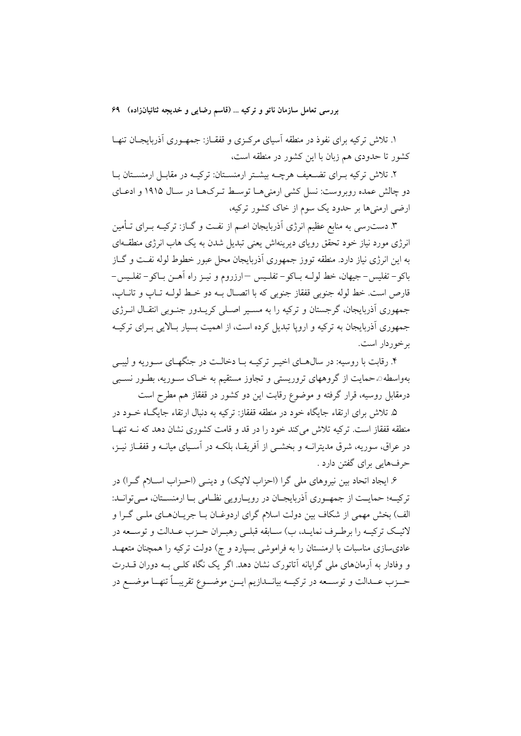۱. تلاش ترکیه برای نفوذ در منطقه آسیای مرکزی و قفقاز: جمهوری آذربایجان تنها کشور تا حدودی هم زبان با این کشور در منطقه است،

۲. تلاش ترکیه برای تضعیف هرچه بیشتر ارمنستان: ترکیه در مقابل ارمنستان با دو چالش عمده روبروست: نسل کشی ارمنی‌ها توسط ترک‌ها در سال ۱۹۱۵ و ادعای ارضی ارمنی‌ها بر حدود یک سوم از خاک کشور ترکیه،

۳. دست‌رسی به منابع عظیم انرژی آذربایجان اعم از نفت و گاز: ترکیه برای تأمین انرژی مورد نیاز خود تحقق رویای دیرینه‌اش یعنی تبدیل شدن به یک هاب انرژی منطقه‌ای به این انرژی نیاز دارد. منطقه تووز جمهوری آذربایجان محل عبور خطوط لوله نفت و گاز باکو- تفلیس- جیهان، خط لوله باکو- تفلیس -ارزروم و نیز راه آهن باکو- تفلیس- قارص است. خط لوله جنوبی قفقاز جنوبی که با اتصال به دو خط لوله تاپ و تاناپ، جمهوری آذربایجان، گرجستان و ترکیه را به مسیر اصلی کریدور جنوبی انتقال انرژی جمهوری آذربایجان به ترکیه و اروپا تبدیل کرده است، از اهمیت بسیار بالایی برای ترکیه برخوردار است.

۴. رقابت با روسیه: در سال‌های اخیر ترکیه با دخالت در جنگ‌های سوریه و لیبی به‌واسطه‌ی حمایت از گروههای تروریستی و تجاوز مستقیم به خاک سوریه، بطور نسبی درمقابل روسیه، قرار گرفته و موضوع رقابت این دو کشور در قفقاز هم مطرح است

۵. تلاش برای ارتقاء جایگاه خود در منطقه قفقاز: ترکیه به دنبال ارتقاء جایگاه خود در منطقه قفقاز است. ترکیه تلاش می‌کند خود را در قد و قامت کشوری نشان دهد که نه تنها در عراق، سوریه، شرق مدیترانه و بخشی از آفریقا، بلکه در آسیای میانه و قفقاز نیز، حرف‌هایی برای گفتن دارد .

۶. ایجاد اتحاد بین نیروهای ملی گرا (احزاب لائیک) و دینی (احزاب اسلام گرا) در ترکیه؛ حمایت از جمهوری آذربایجان در رویارویی نظامی با ارمنستان، می‌تواند: الف) بخش مهمی از شکاف بین دولت اسلام گرای اردوغان با جریان‌های ملی گرا و لائیک ترکیه را برطرف نماید، ب) سابقه قبلی رهبران حزب عدالت و توسعه در عادی‌سازی مناسبات با ارمنستان را به فراموشی بسپارد و ج) دولت ترکیه را همچنان متعهد و وفادار به آرمان‌های ملی گرایانه آتاتورک نشان دهد. اگر یک نگاه کلی به دوران قدرت حزب عدالت و توسعه در ترکیه بیاندازیم این موضوع تقریباً تنها موضع در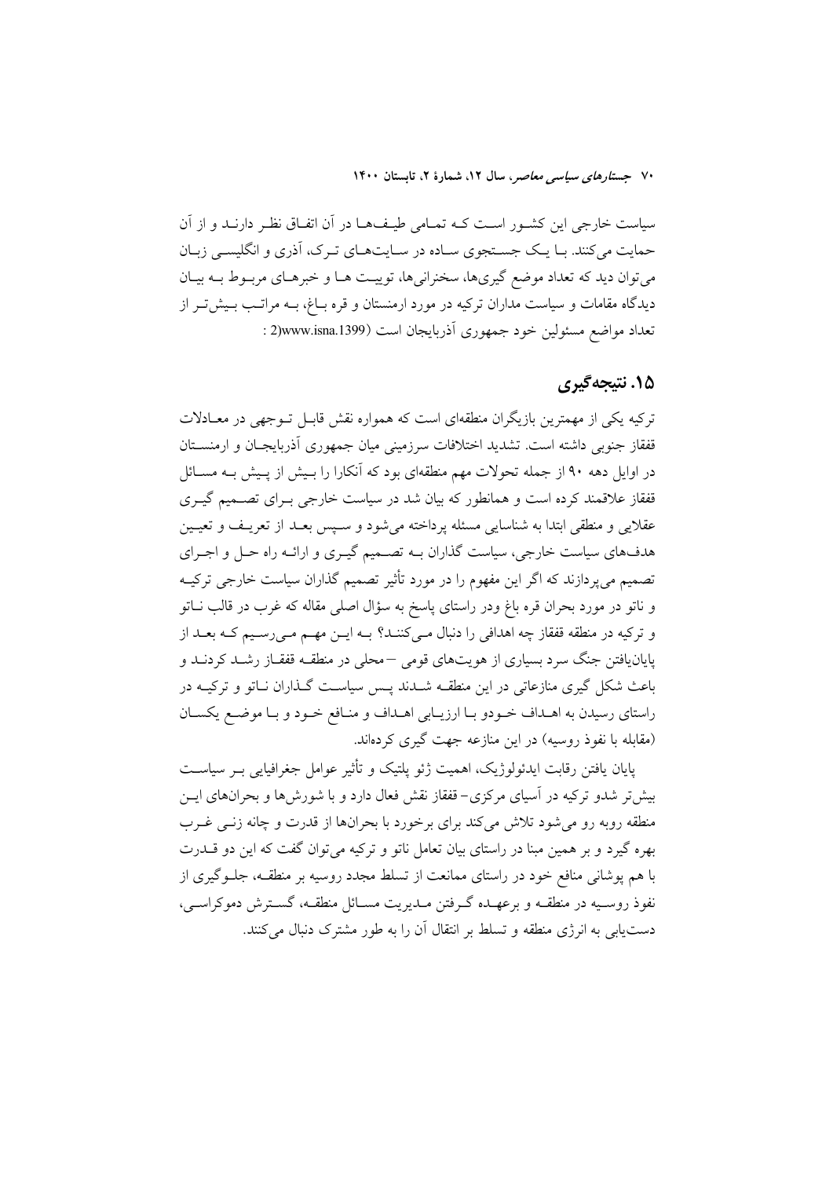سیاست خارجی این کشور است که تمامی طیف‌ها در آن اتفاق نظر دارند و از آن حمایت می‌کنند. با یک جستجوی ساده در سایت‌های ترک، آذری و انگلیسی زبان می‌توان دید که تعداد موضع گیری‌ها، سخنرانی‌ها، توییت ها و خبرهای مربوط به بیان دیدگاه مقامات و سیاست مداران ترکیه در مورد ارمنستان و قره باغ، به مراتب بیش‌تر از تعداد مواضع مسئولین خود جمهوری آذربایجان است (www.isna.1399(2 :

## ۱۵. نتیجه‌گیری

ترکیه یکی از مهمترین بازیگران منطقه‌ای است که همواره نقش قابل توجهی در معادلات قفقاز جنوبی داشته است. تشدید اختلافات سرزمینی میان جمهوری آذربایجان و ارمنستان در اوایل دهه ۹۰ از جمله تحولات مهم منطقه‌ای بود که آنکارا را بیش از پیش به مسائل قفقاز علاقمند کرده است و همانطور که بیان شد در سیاست خارجی برای تصمیم گیری عقلایی و منطقی ابتدا به شناسایی مسئله پرداخته می‌شود و سپس بعد از تعریف و تعیین هدف‌های سیاست خارجی، سیاست گذاران به تصمیم گیری و ارائه راه حل و اجرای تصمیم می‌پردازند که اگر این مفهوم را در مورد تأثیر تصمیم گذاران سیاست خارجی ترکیه و ناتو در مورد بحران قره باغ ودر راستای پاسخ به سؤال اصلی مقاله که غرب در قالب ناتو و ترکیه در منطقه قفقاز چه اهدافی را دنبال می‌کنند؟ به این مهم می‌رسیم که بعد از پایان‌یافتن جنگ سرد بسیاری از هویت‌های قومی –محلی در منطقه قفقاز رشد کردند و باعث شکل گیری منازعاتی در این منطقه شدند پس سیاست گذاران ناتو و ترکیه در راستای رسیدن به اهداف خودو با ارزیابی اهداف و منافع خود و با موضع یکسان (مقابله با نفوذ روسیه) در این منازعه جهت گیری کرده‌اند.

پایان یافتن رقابت ایدئولوژیک، اهمیت ژئو پلتیک و تأثیر عوامل جغرافیایی بر سیاست بیش‌تر شدو ترکیه در آسیای مرکزی- قفقاز نقش فعال دارد و با شورش‌ها و بحران‌های این منطقه روبه رو می‌شود تلاش می‌کند برای برخورد با بحران‌ها از قدرت و چانه زنی غرب بهره گیرد و بر همین مبنا در راستای بیان تعامل ناتو و ترکیه می‌توان گفت که این دو قدرت با هم پوشانی منافع خود در راستای ممانعت از تسلط مجدد روسیه بر منطقه، جلوگیری از نفوذ روسیه در منطقه و برعهده گرفتن مدیریت مسائل منطقه، گسترش دموکراسی، دست‌یابی به انرژی منطقه و تسلط بر انتقال آن را به طور مشترک دنبال می‌کنند.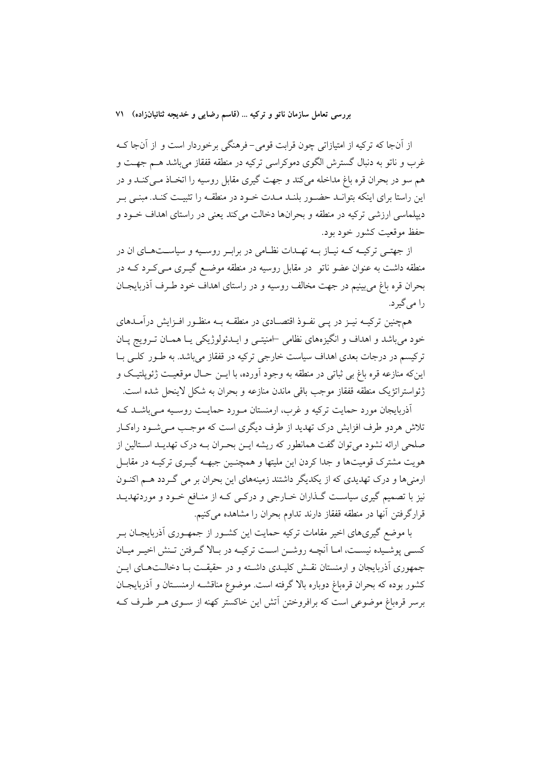از آن‌جا که ترکیه از امتیازاتی چون قرابت قومی- فرهنگی برخوردار است و از آن‌جا که غرب و ناتو به دنبال گسترش الگوی دموکراسی ترکیه در منطقه قفقاز می‌باشد هم جهت و هم سو در بحران قره باغ مداخله می‌کند و جهت گیری مقابل روسیه را اتخاذ می‌کند و در این راستا برای اینکه بتواند حضور بلند مدت خود در منطقه را تثبیت کند. مبنی بر دیپلماسی ارزشی ترکیه در منطقه و بحران‌ها دخالت می‌کند یعنی در راستای اهداف خود و حفظ موقعیت کشور خود بود.

از جهتی ترکیه که نیاز به تهدات نظامی در برابر روسیه و سیاست‌های ان در منطقه داشت به عنوان عضو ناتو در مقابل روسیه در منطقه موضع گیری می‌کرد که در بحران قره باغ می‌بینیم در جهت مخالف روسیه و در راستای اهداف خود طرف آذربایجان را می‌گیرد.

همچنین ترکیه نیز در پی نفوذ اقتصادی در منطقه به منظور افزایش درآمدهای خود می‌باشد و اهداف و انگیزه‌های نظامی –امنیتی و ایدئولوژیکی یا همان ترویج پان ترکیسم در درجات بعدی اهداف سیاست خارجی ترکیه در قفقاز می‌باشد. به طور کلی با این‌که منازعه قره باغ بی ثباتی در منطقه به وجود آورده، با این حال موقعیت ژئوپلتیک و ژئواستراتژیک منطقه قفقاز موجب باقی ماندن منازعه و بحران به شکل لاینحل شده است.

آذربایجان مورد حمایت ترکیه و غرب، ارمنستان مورد حمایت روسیه می‌باشد که تلاش هردو طرف افزایش درک تهدید از طرف دیگری است که موجب می‌شود راه‌کار صلحی ارائه نشود می‌توان گفت همانطور که ریشه این بحران به درک تهدید استالین از هویت مشترک قومیت‌ها و جدا کردن این ملیتها و همچنین جبهه گیری ترکیه در مقابل ارمنی‌ها و درک تهدیدی که از یکدیگر داشتند زمینه‌های این بحران بر می گردد هم اکنون نیز با تصمیم گیری سیاست گذاران خارجی و درکی که از منافع خود و موردتهدید قرارگرفتن آنها در منطقه قفقاز دارند تداوم بحران را مشاهده می‌کنیم.

با موضع گیری‌های اخیر مقامات ترکیه حمایت این کشور از جمهوری آذربایجان بر کسی پوشیده نیست، اما آنچه روشن است ترکیه در بالا گرفتن تنش اخیر میان جمهوری آذربایجان و ارمنستان نقش کلیدی داشته و در حقیقت با دخالت‌های این کشور بوده که بحران قره‌باغ دوباره بالا گرفته است. موضوع مناقشه ارمنستان و آذربایجان برسر قره‌باغ موضوعی است که برافروختن آتش این خاکستر کهنه از سوی هر طرف که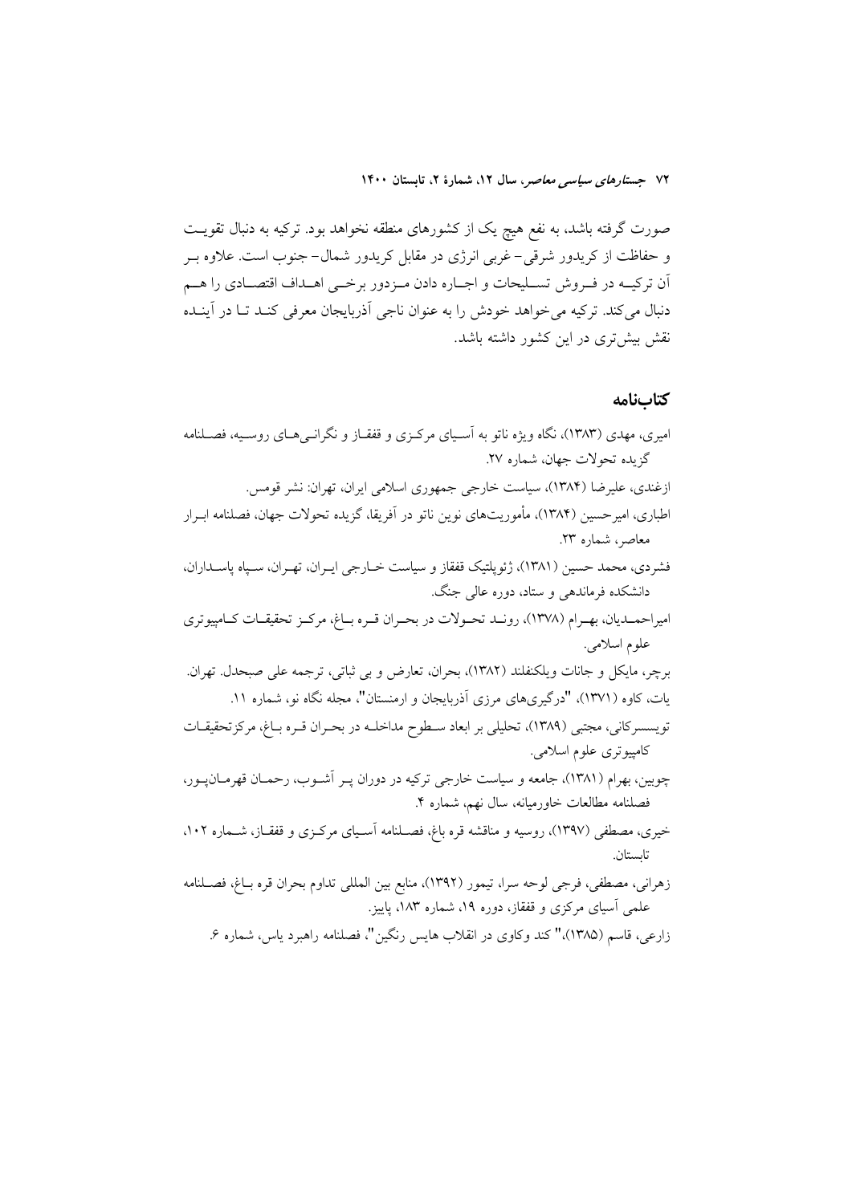صورت گرفته باشد، به نفع هیچ یک از کشورهای منطقه نخواهد بود. ترکیه به دنبال تقویت و حفاظت از کریدور شرقی- غربی انرژی در مقابل کریدور شمال- جنوب است. علاوه بر آن ترکیه در فروش تسلیحات و اجاره دادن مزدور برخی اهداف اقتصادی را هم دنبال می‌کند. ترکیه می‌خواهد خودش را به عنوان ناجی آذربایجان معرفی کند تا در آینده نقش بیش‌تری در این کشور داشته باشد.

## کتاب‌نامه

امیری، مهدی (۱۳۸۳)، نگاه ویژه ناتو به آسیای مرکزی و قفقاز و نگرانی‌های روسیه، فصلنامه گزیده تحولات جهان، شماره ۲۷.

ازغندی، علیرضا (۱۳۸۴)، سیاست خارجی جمهوری اسلامی ایران، تهران: نشر قومس.

اطباری، امیرحسین (۱۳۸۴)، مأموریت‌های نوین ناتو در آفریقا، گزیده تحولات جهان، فصلنامه ابرار معاصر، شماره ۲۳.

فشردی، محمد حسین (۱۳۸۱)، ژئوپلتیک قفقاز و سیاست خارجی ایران، تهران، سپاه پاسداران، دانشکده فرماندهی و ستاد، دوره عالی جنگ.

امیراحمدیان، بهرام (۱۳۷۸)، روند تحولات در بحران قره باغ، مرکز تحقیقات کامپیوتری علوم اسلامی.

برچر، مایکل و جانات ویلکنفلند (۱۳۸۲)، بحران، تعارض و بی ثباتی، ترجمه علی صبحدل. تهران.

یات، کاوه (۱۳۷۱)، "درگیری‌های مرزی آذربایجان و ارمنستان"، مجله نگاه نو، شماره ۱۱.

تویسسرکانی، مجتبی (۱۳۸۹)، تحلیلی بر ابعاد سطوح مداخله در بحران قره باغ، مرکزتحقیقات کامپیوتری علوم اسلامی.

چوبین، بهرام (۱۳۸۱)، جامعه و سیاست خارجی ترکیه در دوران پر آشوب، رحمان قهرمان‌پور، فصلنامه مطالعات خاورمیانه، سال نهم، شماره ۴.

خیری، مصطفی (۱۳۹۷)، روسیه و مناقشه قره باغ، فصلنامه آسیای مرکزی و قفقاز، شماره ۱۰۲، تابستان.

زهرانی، مصطفی، فرجی لوحه سرا، تیمور (۱۳۹۲)، منابع بین المللی تداوم بحران قره باغ، فصلنامه علمی آسیای مرکزی و قفقاز، دوره ۱۹، شماره ۱۸۳، پاییز.

زارعی، قاسم (۱۳۸۵)،" کند وکاوی در انقلاب هایس رنگین"، فصلنامه راهبرد یاس، شماره ۶.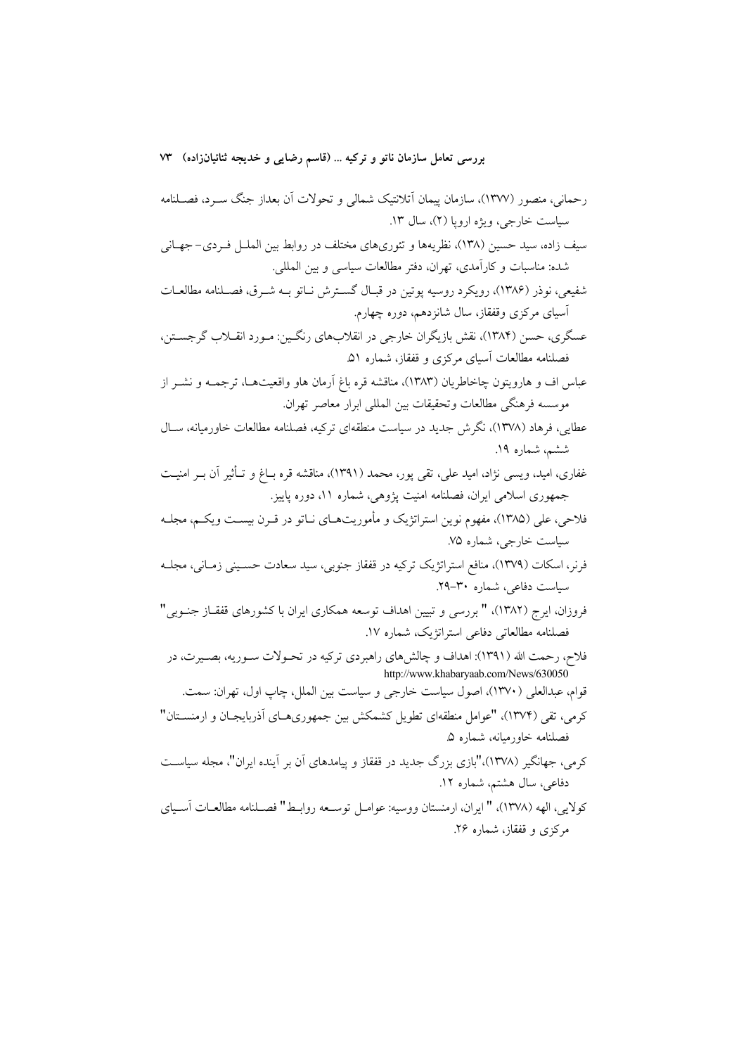رحمانی، منصور (۱۳۷۷)، سازمان پیمان آتلانتیک شمالی و تحولات آن بعداز جنگ سرد، فصلنامه سیاست خارجی، ویژه اروپا (۲)، سال ۱۳.

سیف زاده، سید حسین (۱۳۸)، نظریه‌ها و تئوری‌های مختلف در روابط بین الملل فردی- جهانی شده: مناسبات و کارآمدی، تهران، دفتر مطالعات سیاسی و بین المللی.

شفیعی، نوذر (۱۳۸۶)، رویکرد روسیه پوتین در قبال گسترش ناتو به شرق، فصلنامه مطالعات آسیای مرکزی وقفقاز، سال شانزدهم، دوره چهارم.

عسگری، حسن (۱۳۸۴)، نقش بازیگران خارجی در انقلاب‌های رنگین: مورد انقلاب گرجستن، فصلنامه مطالعات آسیای مرکزی و قفقاز، شماره ۵۱.

عباس اف و هارویتون چاخاطریان (۱۳۸۳)، مناقشه قره باغ آرمان هاو واقعیت‌ها، ترجمه و نشر از موسسه فرهنگی مطالعات وتحقیقات بین المللی ابرار معاصر تهران.

عطایی، فرهاد (۱۳۷۸)، نگرش جدید در سیاست منطقه‌ای ترکیه، فصلنامه مطالعات خاورمیانه، سال ششم، شماره ۱۹.

غفاری، امید، ویسی نژاد، امید علی، تقی پور، محمد (۱۳۹۱)، مناقشه قره باغ و تأثیر آن بر امنیت جمهوری اسلامی ایران، فصلنامه امنیت پژوهی، شماره ۱۱، دوره پاییز.

فلاحی، علی (۱۳۸۵)، مفهوم نوین استراتژیک و مأموریت‌های ناتو در قرن بیست ویکم، مجله سیاست خارجی، شماره ۷۵.

فرنر، اسکات (۱۳۷۹)، منافع استراتژیک ترکیه در قفقاز جنوبی، سید سعادت حسینی زمانی، مجله سیاست دفاعی، شماره ۳۰-۲۹.

فروزان، ایرج (۱۳۸۲)، " بررسی و تبیین اهداف توسعه همکاری ایران با کشورهای قفقاز جنوبی" فصلنامه مطالعاتی دفاعی استراتژیک، شماره ۱۷.

فلاح، رحمت الله (۱۳۹۱): اهداف و چالش‌های راهبردی ترکیه در تحولات سوریه، بصیرت، در http://www.khabaryaab.com/News/630050

قوام، عبدالعلی (۱۳۷۰)، اصول سیاست خارجی و سیاست بین الملل، چاپ اول، تهران: سمت.

کرمی، تقی (۱۳۷۴)، "عوامل منطقه‌ای تطویل کشمکش بین جمهوری‌های آذربایجان و ارمنستان" فصلنامه خاورمیانه، شماره ۵.

کرمی، جهانگیر (۱۳۷۸)،"بازی بزرگ جدید در قفقاز و پیامدهای آن بر آینده ایران"، مجله سیاست دفاعی، سال هشتم، شماره ۱۲.

کولایی، الهه (۱۳۷۸)، " ایران، ارمنستان وروسیه: عوامل توسعه روابط" فصلنامه مطالعات آسیای مرکزی و قفقاز، شماره ۲۶.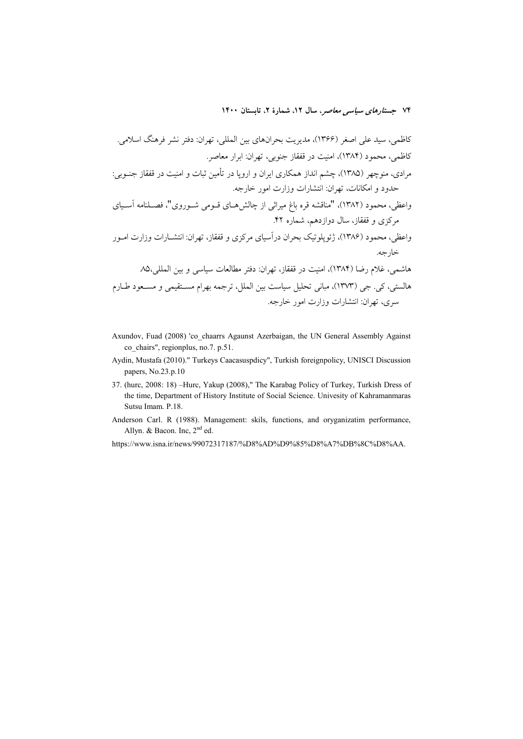کاظمی، سید علی اصغر (۱۳۶۶)، مدیریت بحران‌های بین المللی، تهران: دفتر نشر فرهنگ اسلامی.

کاظمی، محمود (۱۳۸۴)، امنیت در قفقاز جنوبی، تهران: ابرار معاصر.

مرادی، منوچهر (۱۳۸۵)، چشم انداز همکاری ایران و اروپا در تأمین ثبات و امنیت در قفقاز جنوبی: حدود و امکانات، تهران: انتشارات وزارت امور خارجه.

واعظی، محمود (۱۳۸۲)، "مناقشه قره باغ میراثی از چالش‌های قومی شوروی"، فصلنامه آسیای مرکزی و قفقاز، سال دوازدهم، شماره ۴۲.

واعظی، محمود (۱۳۸۶)، ژئوپلوتیک بحران درآسیای مرکزی و قفقاز، تهران: انتشارات وزارت امور خارجه.

هاشمی، غلام رضا (۱۳۸۴)، امنیت در قفقاز، تهران: دفتر مطالعات سیاسی و بین المللی،۸۵.

هالستی، کی. جی (۱۳۷۳)، مبانی تحلیل سیاست بین الملل، ترجمه بهرام مستقیمی و مسعود طارم سری، تهران: انتشارات وزارت امور خارجه.

Axundov, Fuad (2008) 'co_chaarrs Agaunst Azerbaigan, the UN General Assembly Against co_chairs", regionplus, no.7. p.51.

Aydin, Mustafa (2010)." Turkeys Caacasuspdicy", Turkish foreignpolicy, UNISCI Discussion papers, No.23.p.10

37. (hurc, 2008: 18) –Hurc, Yakup (2008)," The Karabag Policy of Turkey, Turkish Dress of the time, Department of History Institute of Social Science. Univesity of Kahramanmaras Sutsu Imam. P.18.

Anderson Carl. R (1988). Management: skils, functions, and oryganizatim performance, Allyn. & Bacon. Inc, 2nd ed.

https://www.isna.ir/news/99072317187/%D8%AD%D9%85%D8%A7%DB%8C%D8%AA.